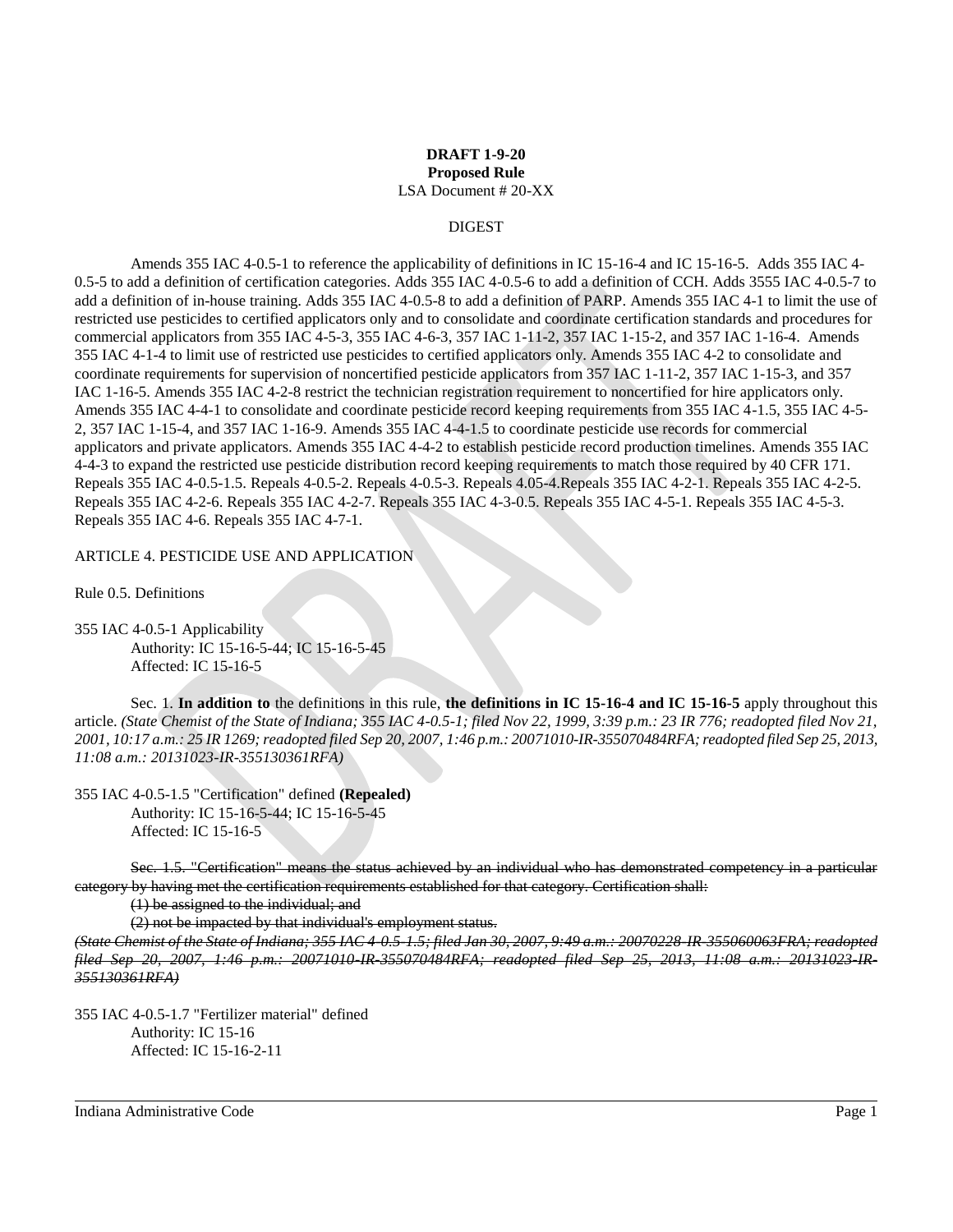**DRAFT 1-9-20**
**Proposed Rule**
LSA Document # 20-XX

DIGEST

Amends 355 IAC 4-0.5-1 to reference the applicability of definitions in IC 15-16-4 and IC 15-16-5. Adds 355 IAC 4-0.5-5 to add a definition of certification categories. Adds 355 IAC 4-0.5-6 to add a definition of CCH. Adds 3555 IAC 4-0.5-7 to add a definition of in-house training. Adds 355 IAC 4-0.5-8 to add a definition of PARP. Amends 355 IAC 4-1 to limit the use of restricted use pesticides to certified applicators only and to consolidate and coordinate certification standards and procedures for commercial applicators from 355 IAC 4-5-3, 355 IAC 4-6-3, 357 IAC 1-11-2, 357 IAC 1-15-2, and 357 IAC 1-16-4. Amends 355 IAC 4-1-4 to limit use of restricted use pesticides to certified applicators only. Amends 355 IAC 4-2 to consolidate and coordinate requirements for supervision of noncertified pesticide applicators from 357 IAC 1-11-2, 357 IAC 1-15-3, and 357 IAC 1-16-5. Amends 355 IAC 4-2-8 restrict the technician registration requirement to noncertified for hire applicators only. Amends 355 IAC 4-4-1 to consolidate and coordinate pesticide record keeping requirements from 355 IAC 4-1.5, 355 IAC 4-5-2, 357 IAC 1-15-4, and 357 IAC 1-16-9. Amends 355 IAC 4-4-1.5 to coordinate pesticide use records for commercial applicators and private applicators. Amends 355 IAC 4-4-2 to establish pesticide record production timelines. Amends 355 IAC 4-4-3 to expand the restricted use pesticide distribution record keeping requirements to match those required by 40 CFR 171. Repeals 355 IAC 4-0.5-1.5. Repeals 4-0.5-2. Repeals 4-0.5-3. Repeals 4.05-4.Repeals 355 IAC 4-2-1. Repeals 355 IAC 4-2-5. Repeals 355 IAC 4-2-6. Repeals 355 IAC 4-2-7. Repeals 355 IAC 4-3-0.5. Repeals 355 IAC 4-5-1. Repeals 355 IAC 4-5-3. Repeals 355 IAC 4-6. Repeals 355 IAC 4-7-1.

ARTICLE 4. PESTICIDE USE AND APPLICATION

Rule 0.5. Definitions

355 IAC 4-0.5-1 Applicability
Authority: IC 15-16-5-44; IC 15-16-5-45
Affected: IC 15-16-5

Sec. 1. **In addition to** the definitions in this rule, **the definitions in IC 15-16-4 and IC 15-16-5** apply throughout this article. *(State Chemist of the State of Indiana; 355 IAC 4-0.5-1; filed Nov 22, 1999, 3:39 p.m.: 23 IR 776; readopted filed Nov 21, 2001, 10:17 a.m.: 25 IR 1269; readopted filed Sep 20, 2007, 1:46 p.m.: 20071010-IR-355070484RFA; readopted filed Sep 25, 2013, 11:08 a.m.: 20131023-IR-355130361RFA)*

355 IAC 4-0.5-1.5 "Certification" defined **(Repealed)**
Authority: IC 15-16-5-44; IC 15-16-5-45
Affected: IC 15-16-5

~~Sec. 1.5. "Certification" means the status achieved by an individual who has demonstrated competency in a particular category by having met the certification requirements established for that category. Certification shall:~~
~~(1) be assigned to the individual; and~~
~~(2) not be impacted by that individual's employment status.~~
~~*(State Chemist of the State of Indiana; 355 IAC 4-0.5-1.5; filed Jan 30, 2007, 9:49 a.m.: 20070228-IR-355060063FRA; readopted filed Sep 20, 2007, 1:46 p.m.: 20071010-IR-355070484RFA; readopted filed Sep 25, 2013, 11:08 a.m.: 20131023-IR-355130361RFA)*~~

355 IAC 4-0.5-1.7 "Fertilizer material" defined
Authority: IC 15-16
Affected: IC 15-16-2-11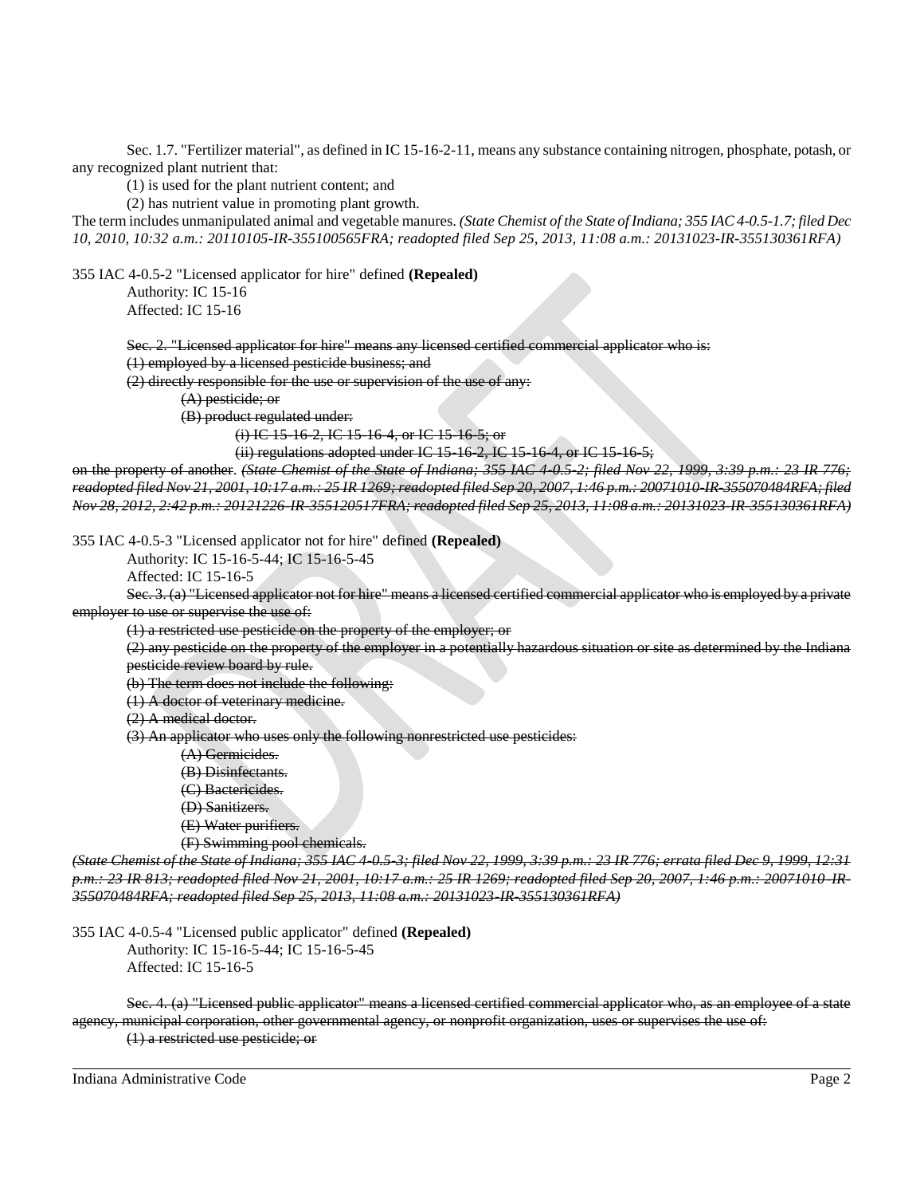Sec. 1.7. "Fertilizer material", as defined in IC 15-16-2-11, means any substance containing nitrogen, phosphate, potash, or any recognized plant nutrient that:

(1) is used for the plant nutrient content; and

(2) has nutrient value in promoting plant growth.

The term includes unmanipulated animal and vegetable manures. *(State Chemist of the State of Indiana; 355 IAC 4-0.5-1.7; filed Dec 10, 2010, 10:32 a.m.: 20110105-IR-355100565FRA; readopted filed Sep 25, 2013, 11:08 a.m.: 20131023-IR-355130361RFA)*

355 IAC 4-0.5-2 "Licensed applicator for hire" defined **(Repealed)**

Authority: IC 15-16
Affected: IC 15-16

~~Sec. 2. "Licensed applicator for hire" means any licensed certified commercial applicator who is:~~

~~(1) employed by a licensed pesticide business; and~~

~~(2) directly responsible for the use or supervision of the use of any:~~

~~(A) pesticide; or~~

~~(B) product regulated under:~~

~~(i) IC 15-16-2, IC 15-16-4, or IC 15-16-5; or~~

~~(ii) regulations adopted under IC 15-16-2, IC 15-16-4, or IC 15-16-5;~~

~~on the property of another.~~ ~~*(State Chemist of the State of Indiana; 355 IAC 4-0.5-2; filed Nov 22, 1999, 3:39 p.m.: 23 IR 776; readopted filed Nov 21, 2001, 10:17 a.m.: 25 IR 1269; readopted filed Sep 20, 2007, 1:46 p.m.: 20071010-IR-355070484RFA; filed Nov 28, 2012, 2:42 p.m.: 20121226-IR-355120517FRA; readopted filed Sep 25, 2013, 11:08 a.m.: 20131023-IR-355130361RFA)*~~

355 IAC 4-0.5-3 "Licensed applicator not for hire" defined **(Repealed)**

Authority: IC 15-16-5-44; IC 15-16-5-45
Affected: IC 15-16-5

~~Sec. 3. (a) "Licensed applicator not for hire" means a licensed certified commercial applicator who is employed by a private employer to use or supervise the use of:~~

~~(1) a restricted use pesticide on the property of the employer; or~~

~~(2) any pesticide on the property of the employer in a potentially hazardous situation or site as determined by the Indiana pesticide review board by rule.~~

~~(b) The term does not include the following:~~

~~(1) A doctor of veterinary medicine.~~

~~(2) A medical doctor.~~

~~(3) An applicator who uses only the following nonrestricted use pesticides:~~

~~(A) Germicides.~~

~~(B) Disinfectants.~~

~~(C) Bactericides.~~

~~(D) Sanitizers.~~

~~(E) Water purifiers.~~

~~(F) Swimming pool chemicals.~~

~~*(State Chemist of the State of Indiana; 355 IAC 4-0.5-3; filed Nov 22, 1999, 3:39 p.m.: 23 IR 776; errata filed Dec 9, 1999, 12:31 p.m.: 23 IR 813; readopted filed Nov 21, 2001, 10:17 a.m.: 25 IR 1269; readopted filed Sep 20, 2007, 1:46 p.m.: 20071010-IR-355070484RFA; readopted filed Sep 25, 2013, 11:08 a.m.: 20131023-IR-355130361RFA)*~~

355 IAC 4-0.5-4 "Licensed public applicator" defined **(Repealed)**

Authority: IC 15-16-5-44; IC 15-16-5-45
Affected: IC 15-16-5

~~Sec. 4. (a) "Licensed public applicator" means a licensed certified commercial applicator who, as an employee of a state agency, municipal corporation, other governmental agency, or nonprofit organization, uses or supervises the use of:~~

~~(1) a restricted use pesticide; or~~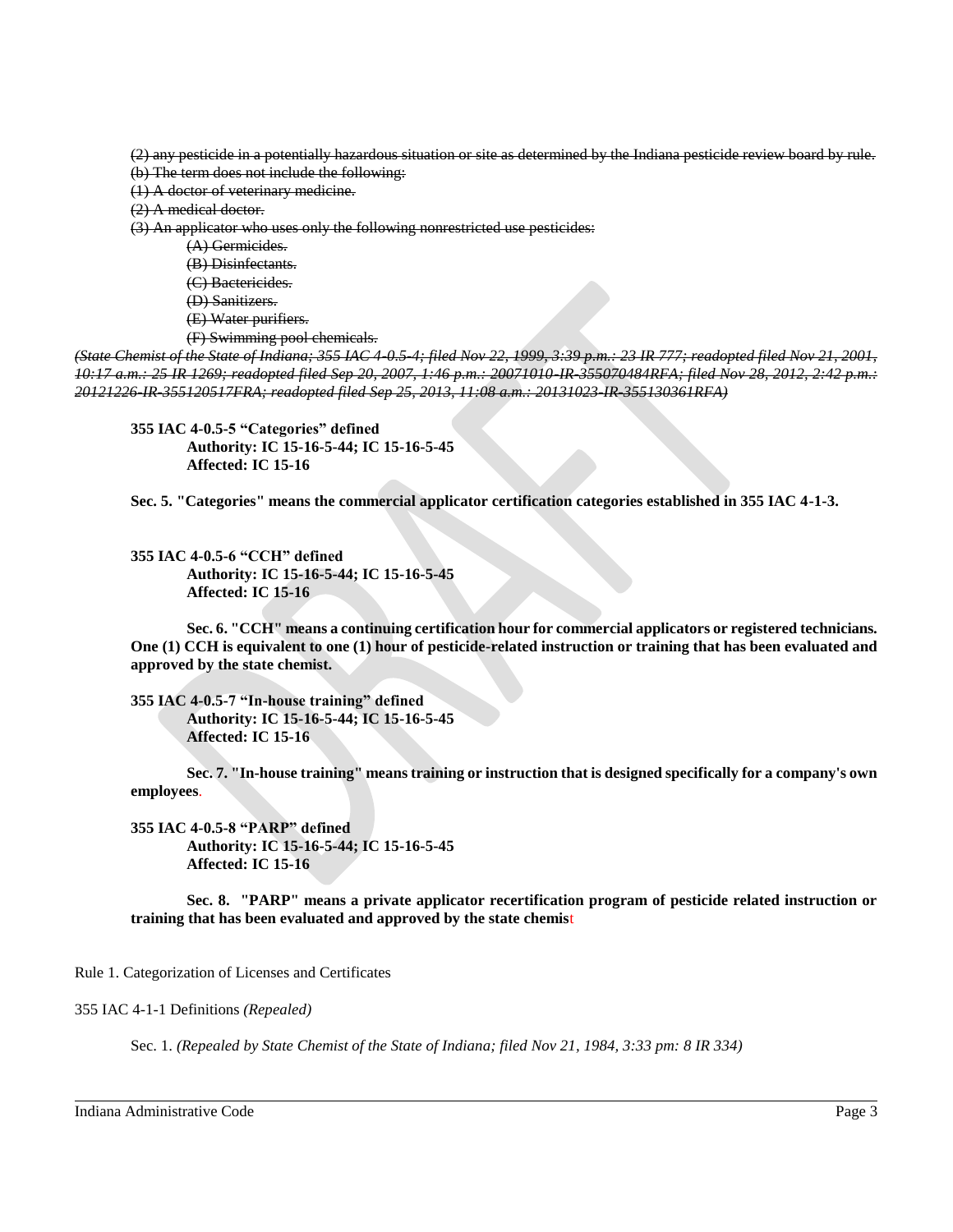~~(2) any pesticide in a potentially hazardous situation or site as determined by the Indiana pesticide review board by rule.~~
~~(b) The term does not include the following:~~
~~(1) A doctor of veterinary medicine.~~
~~(2) A medical doctor.~~
~~(3) An applicator who uses only the following nonrestricted use pesticides:~~
~~(A) Germicides.~~
~~(B) Disinfectants.~~
~~(C) Bactericides.~~
~~(D) Sanitizers.~~
~~(E) Water purifiers.~~
~~(F) Swimming pool chemicals.~~
~~*(State Chemist of the State of Indiana; 355 IAC 4-0.5-4; filed Nov 22, 1999, 3:39 p.m.: 23 IR 777; readopted filed Nov 21, 2001, 10:17 a.m.: 25 IR 1269; readopted filed Sep 20, 2007, 1:46 p.m.: 20071010-IR-355070484RFA; filed Nov 28, 2012, 2:42 p.m.: 20121226-IR-355120517FRA; readopted filed Sep 25, 2013, 11:08 a.m.: 20131023-IR-355130361RFA)*~~

**355 IAC 4-0.5-5 "Categories" defined**
**Authority: IC 15-16-5-44; IC 15-16-5-45**
**Affected: IC 15-16**

**Sec. 5. "Categories" means the commercial applicator certification categories established in 355 IAC 4-1-3.**

**355 IAC 4-0.5-6 "CCH" defined**
**Authority: IC 15-16-5-44; IC 15-16-5-45**
**Affected: IC 15-16**

**Sec. 6. "CCH" means a continuing certification hour for commercial applicators or registered technicians. One (1) CCH is equivalent to one (1) hour of pesticide-related instruction or training that has been evaluated and approved by the state chemist.**

**355 IAC 4-0.5-7 "In-house training" defined**
**Authority: IC 15-16-5-44; IC 15-16-5-45**
**Affected: IC 15-16**

**Sec. 7. "In-house training" means training or instruction that is designed specifically for a company's own employees**.

**355 IAC 4-0.5-8 "PARP" defined**
**Authority: IC 15-16-5-44; IC 15-16-5-45**
**Affected: IC 15-16**

**Sec. 8. "PARP" means a private applicator recertification program of pesticide related instruction or training that has been evaluated and approved by the state chemist**

Rule 1. Categorization of Licenses and Certificates

355 IAC 4-1-1 Definitions *(Repealed)*

Sec. 1. *(Repealed by State Chemist of the State of Indiana; filed Nov 21, 1984, 3:33 pm: 8 IR 334)*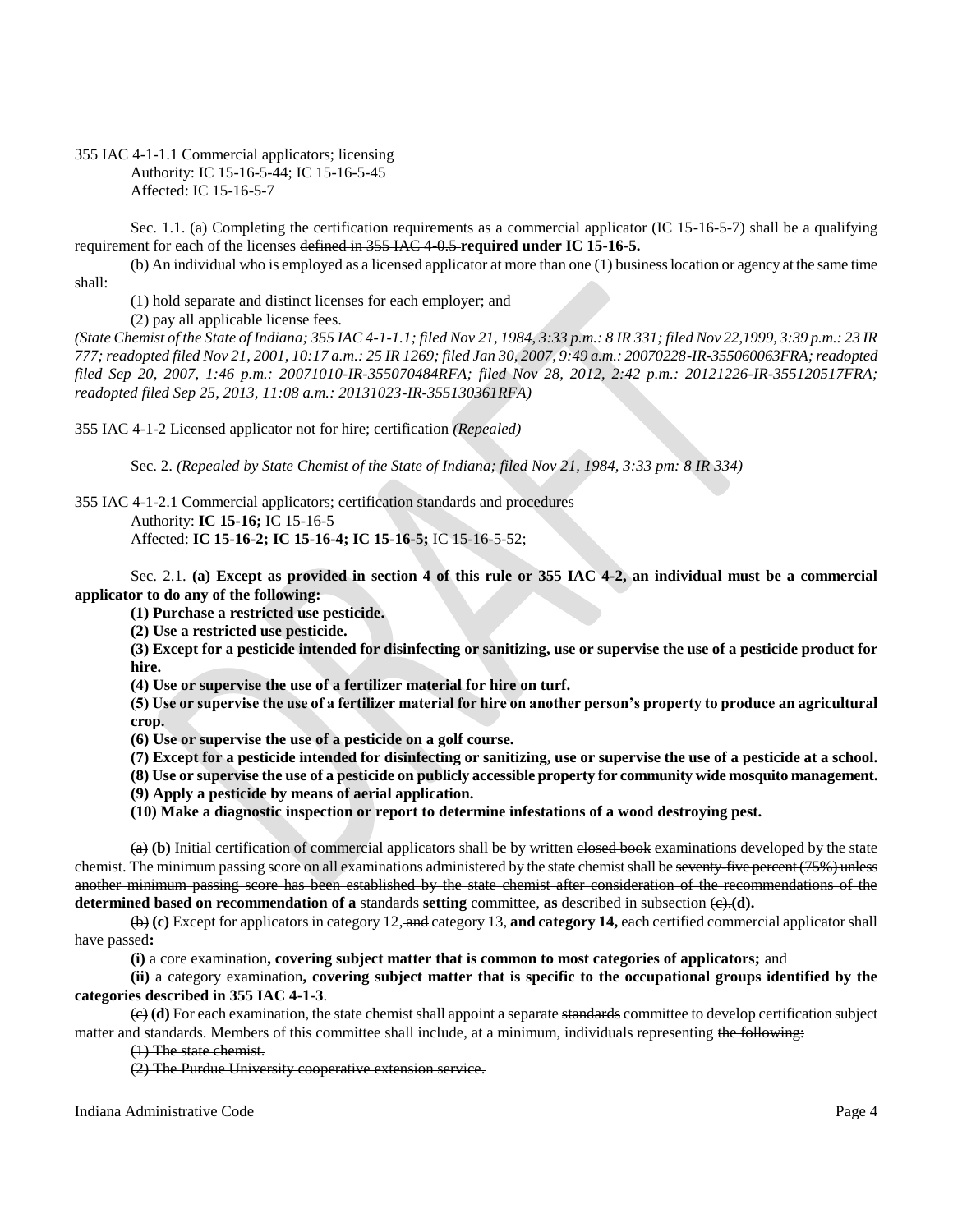355 IAC 4-1-1.1 Commercial applicators; licensing
Authority: IC 15-16-5-44; IC 15-16-5-45
Affected: IC 15-16-5-7

Sec. 1.1. (a) Completing the certification requirements as a commercial applicator (IC 15-16-5-7) shall be a qualifying requirement for each of the licenses ~~defined in 355 IAC 4-0.5~~ **required under IC 15-16-5.**

(b) An individual who is employed as a licensed applicator at more than one (1) business location or agency at the same time shall:

(1) hold separate and distinct licenses for each employer; and

(2) pay all applicable license fees.

*(State Chemist of the State of Indiana; 355 IAC 4-1-1.1; filed Nov 21, 1984, 3:33 p.m.: 8 IR 331; filed Nov 22,1999, 3:39 p.m.: 23 IR 777; readopted filed Nov 21, 2001, 10:17 a.m.: 25 IR 1269; filed Jan 30, 2007, 9:49 a.m.: 20070228-IR-355060063FRA; readopted filed Sep 20, 2007, 1:46 p.m.: 20071010-IR-355070484RFA; filed Nov 28, 2012, 2:42 p.m.: 20121226-IR-355120517FRA; readopted filed Sep 25, 2013, 11:08 a.m.: 20131023-IR-355130361RFA)*

355 IAC 4-1-2 Licensed applicator not for hire; certification *(Repealed)*

Sec. 2. *(Repealed by State Chemist of the State of Indiana; filed Nov 21, 1984, 3:33 pm: 8 IR 334)*

355 IAC 4-1-2.1 Commercial applicators; certification standards and procedures
Authority: **IC 15-16;** IC 15-16-5
Affected: **IC 15-16-2; IC 15-16-4; IC 15-16-5;** IC 15-16-5-52;

Sec. 2.1. **(a) Except as provided in section 4 of this rule or 355 IAC 4-2, an individual must be a commercial applicator to do any of the following:**

**(1) Purchase a restricted use pesticide.**

**(2) Use a restricted use pesticide.**

**(3) Except for a pesticide intended for disinfecting or sanitizing, use or supervise the use of a pesticide product for hire.**

**(4) Use or supervise the use of a fertilizer material for hire on turf.**

**(5) Use or supervise the use of a fertilizer material for hire on another person's property to produce an agricultural crop.**

**(6) Use or supervise the use of a pesticide on a golf course.**

**(7) Except for a pesticide intended for disinfecting or sanitizing, use or supervise the use of a pesticide at a school.**

**(8) Use or supervise the use of a pesticide on publicly accessible property for community wide mosquito management.**

**(9) Apply a pesticide by means of aerial application.**

**(10) Make a diagnostic inspection or report to determine infestations of a wood destroying pest.**

~~(a)~~ **(b)** Initial certification of commercial applicators shall be by written ~~closed book~~ examinations developed by the state chemist. The minimum passing score on all examinations administered by the state chemist shall be ~~seventy-five percent (75%) unless another minimum passing score has been established by the state chemist after consideration of the recommendations of the~~ **determined based on recommendation of a** standards **setting** committee, **as** described in subsection ~~(c).~~**(d).**

~~(b)~~ **(c)** Except for applicators in category 12, ~~and~~ category 13, **and category 14,** each certified commercial applicator shall have passed**:**

**(i)** a core examination**, covering subject matter that is common to most categories of applicators;** and

**(ii)** a category examination**, covering subject matter that is specific to the occupational groups identified by the categories described in 355 IAC 4-1-3**.

~~(c)~~ **(d)** For each examination, the state chemist shall appoint a separate ~~standards~~ committee to develop certification subject matter and standards. Members of this committee shall include, at a minimum, individuals representing ~~the following:~~

~~(1) The state chemist.~~

~~(2) The Purdue University cooperative extension service.~~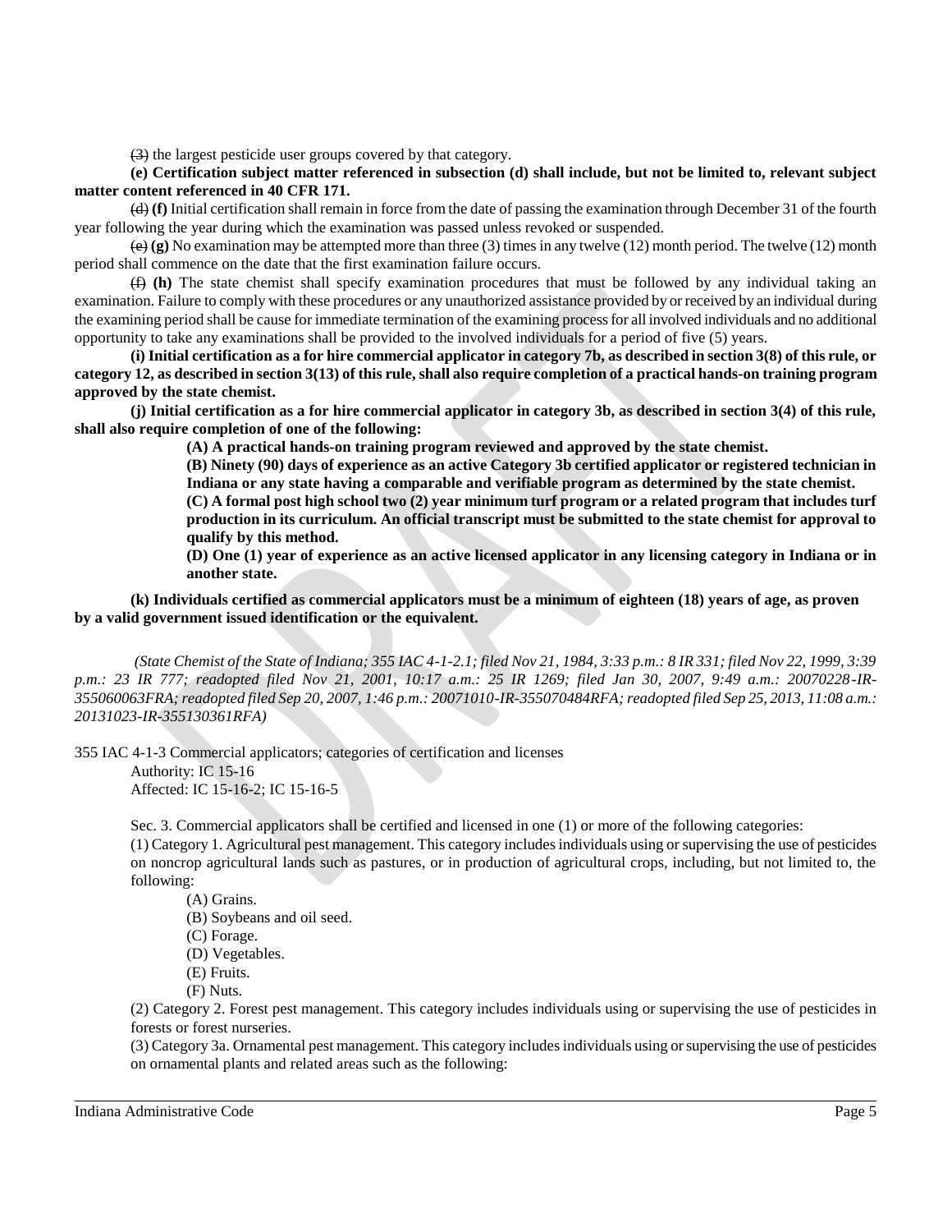~~(3)~~ the largest pesticide user groups covered by that category.

**(e) Certification subject matter referenced in subsection (d) shall include, but not be limited to, relevant subject matter content referenced in 40 CFR 171.**

~~(d)~~ **(f)** Initial certification shall remain in force from the date of passing the examination through December 31 of the fourth year following the year during which the examination was passed unless revoked or suspended.

~~(e)~~ **(g)** No examination may be attempted more than three (3) times in any twelve (12) month period. The twelve (12) month period shall commence on the date that the first examination failure occurs.

~~(f)~~ **(h)** The state chemist shall specify examination procedures that must be followed by any individual taking an examination. Failure to comply with these procedures or any unauthorized assistance provided by or received by an individual during the examining period shall be cause for immediate termination of the examining process for all involved individuals and no additional opportunity to take any examinations shall be provided to the involved individuals for a period of five (5) years.

**(i) Initial certification as a for hire commercial applicator in category 7b, as described in section 3(8) of this rule, or category 12, as described in section 3(13) of this rule, shall also require completion of a practical hands-on training program approved by the state chemist.**

**(j) Initial certification as a for hire commercial applicator in category 3b, as described in section 3(4) of this rule, shall also require completion of one of the following:**

**(A) A practical hands-on training program reviewed and approved by the state chemist.**

**(B) Ninety (90) days of experience as an active Category 3b certified applicator or registered technician in Indiana or any state having a comparable and verifiable program as determined by the state chemist.**

**(C) A formal post high school two (2) year minimum turf program or a related program that includes turf production in its curriculum. An official transcript must be submitted to the state chemist for approval to qualify by this method.**

**(D) One (1) year of experience as an active licensed applicator in any licensing category in Indiana or in another state.**

**(k) Individuals certified as commercial applicators must be a minimum of eighteen (18) years of age, as proven by a valid government issued identification or the equivalent.**

*(State Chemist of the State of Indiana; 355 IAC 4-1-2.1; filed Nov 21, 1984, 3:33 p.m.: 8 IR 331; filed Nov 22, 1999, 3:39 p.m.: 23 IR 777; readopted filed Nov 21, 2001, 10:17 a.m.: 25 IR 1269; filed Jan 30, 2007, 9:49 a.m.: 20070228-IR-355060063FRA; readopted filed Sep 20, 2007, 1:46 p.m.: 20071010-IR-355070484RFA; readopted filed Sep 25, 2013, 11:08 a.m.: 20131023-IR-355130361RFA)*

355 IAC 4-1-3 Commercial applicators; categories of certification and licenses

Authority: IC 15-16
Affected: IC 15-16-2; IC 15-16-5

Sec. 3. Commercial applicators shall be certified and licensed in one (1) or more of the following categories:

(1) Category 1. Agricultural pest management. This category includes individuals using or supervising the use of pesticides on noncrop agricultural lands such as pastures, or in production of agricultural crops, including, but not limited to, the following:

(A) Grains.
(B) Soybeans and oil seed.
(C) Forage.
(D) Vegetables.
(E) Fruits.
(F) Nuts.

(2) Category 2. Forest pest management. This category includes individuals using or supervising the use of pesticides in forests or forest nurseries.

(3) Category 3a. Ornamental pest management. This category includes individuals using or supervising the use of pesticides on ornamental plants and related areas such as the following: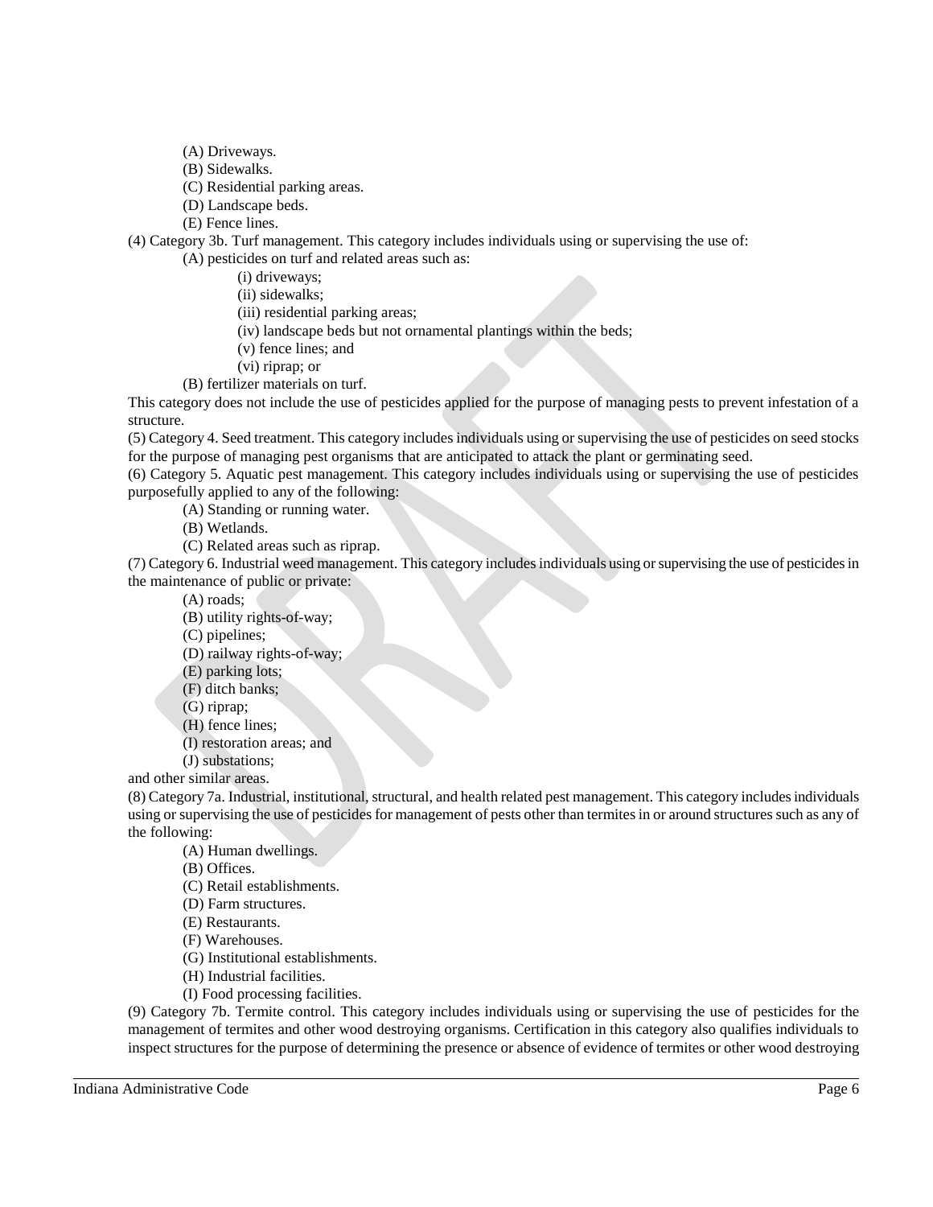(A) Driveways.
(B) Sidewalks.
(C) Residential parking areas.
(D) Landscape beds.
(E) Fence lines.

(4) Category 3b. Turf management. This category includes individuals using or supervising the use of:

(A) pesticides on turf and related areas such as:

(i) driveways;
(ii) sidewalks;
(iii) residential parking areas;
(iv) landscape beds but not ornamental plantings within the beds;
(v) fence lines; and
(vi) riprap; or

(B) fertilizer materials on turf.

This category does not include the use of pesticides applied for the purpose of managing pests to prevent infestation of a structure.

(5) Category 4. Seed treatment. This category includes individuals using or supervising the use of pesticides on seed stocks for the purpose of managing pest organisms that are anticipated to attack the plant or germinating seed.

(6) Category 5. Aquatic pest management. This category includes individuals using or supervising the use of pesticides purposefully applied to any of the following:

(A) Standing or running water.
(B) Wetlands.
(C) Related areas such as riprap.

(7) Category 6. Industrial weed management. This category includes individuals using or supervising the use of pesticides in the maintenance of public or private:

(A) roads;
(B) utility rights-of-way;
(C) pipelines;
(D) railway rights-of-way;
(E) parking lots;
(F) ditch banks;
(G) riprap;
(H) fence lines;
(I) restoration areas; and
(J) substations;

and other similar areas.

(8) Category 7a. Industrial, institutional, structural, and health related pest management. This category includes individuals using or supervising the use of pesticides for management of pests other than termites in or around structures such as any of the following:

(A) Human dwellings.
(B) Offices.
(C) Retail establishments.
(D) Farm structures.
(E) Restaurants.
(F) Warehouses.
(G) Institutional establishments.
(H) Industrial facilities.
(I) Food processing facilities.

(9) Category 7b. Termite control. This category includes individuals using or supervising the use of pesticides for the management of termites and other wood destroying organisms. Certification in this category also qualifies individuals to inspect structures for the purpose of determining the presence or absence of evidence of termites or other wood destroying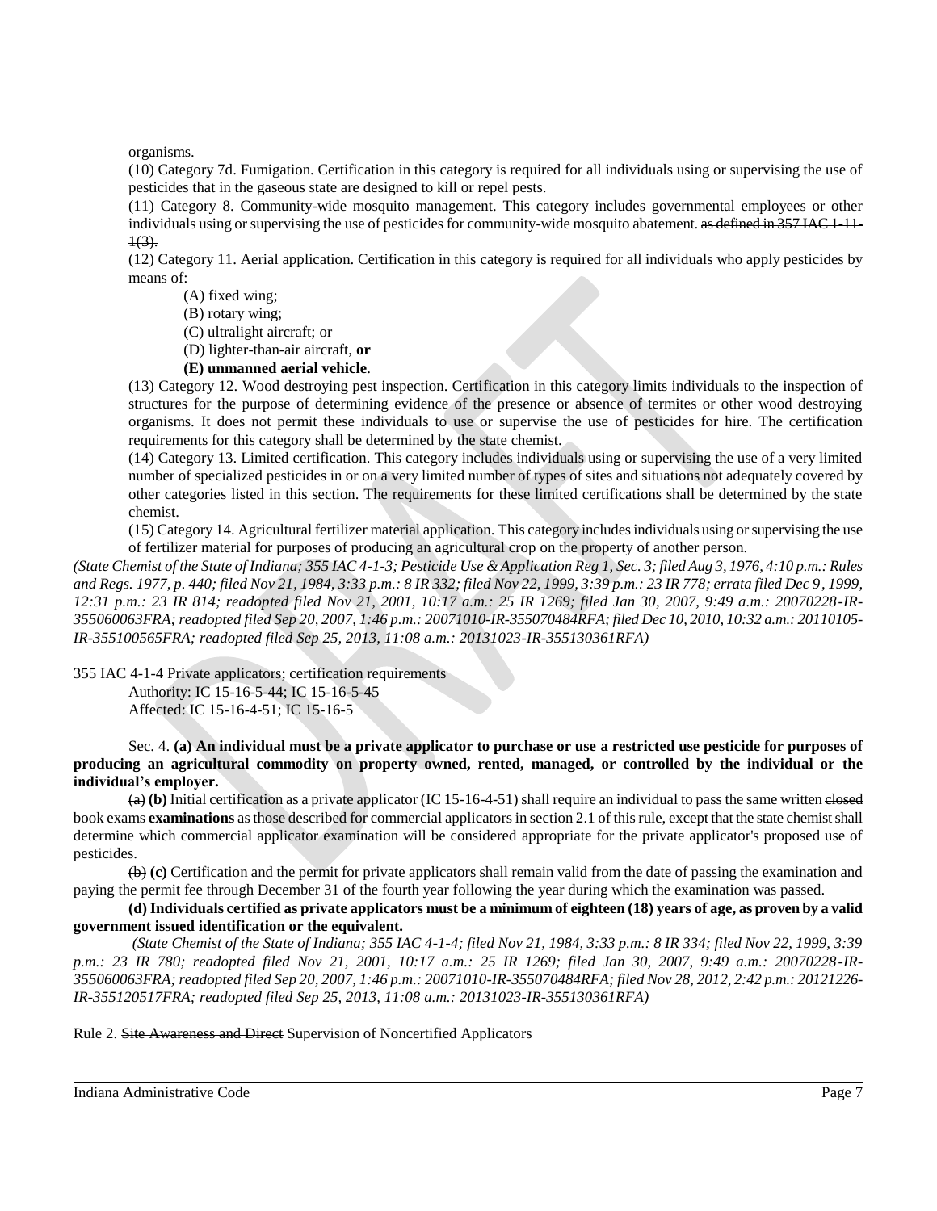organisms.

(10) Category 7d. Fumigation. Certification in this category is required for all individuals using or supervising the use of pesticides that in the gaseous state are designed to kill or repel pests.

(11) Category 8. Community-wide mosquito management. This category includes governmental employees or other individuals using or supervising the use of pesticides for community-wide mosquito abatement. ~~as defined in 357 IAC 1-11-1(3).~~

(12) Category 11. Aerial application. Certification in this category is required for all individuals who apply pesticides by means of:

(A) fixed wing;

(B) rotary wing;

(C) ultralight aircraft; ~~or~~

(D) lighter-than-air aircraft, **or**

**(E) unmanned aerial vehicle**.

(13) Category 12. Wood destroying pest inspection. Certification in this category limits individuals to the inspection of structures for the purpose of determining evidence of the presence or absence of termites or other wood destroying organisms. It does not permit these individuals to use or supervise the use of pesticides for hire. The certification requirements for this category shall be determined by the state chemist.

(14) Category 13. Limited certification. This category includes individuals using or supervising the use of a very limited number of specialized pesticides in or on a very limited number of types of sites and situations not adequately covered by other categories listed in this section. The requirements for these limited certifications shall be determined by the state chemist.

(15) Category 14. Agricultural fertilizer material application. This category includes individuals using or supervising the use of fertilizer material for purposes of producing an agricultural crop on the property of another person.

*(State Chemist of the State of Indiana; 355 IAC 4-1-3; Pesticide Use & Application Reg 1, Sec. 3; filed Aug 3, 1976, 4:10 p.m.: Rules and Regs. 1977, p. 440; filed Nov 21, 1984, 3:33 p.m.: 8 IR 332; filed Nov 22, 1999, 3:39 p.m.: 23 IR 778; errata filed Dec 9, 1999, 12:31 p.m.: 23 IR 814; readopted filed Nov 21, 2001, 10:17 a.m.: 25 IR 1269; filed Jan 30, 2007, 9:49 a.m.: 20070228-IR-355060063FRA; readopted filed Sep 20, 2007, 1:46 p.m.: 20071010-IR-355070484RFA; filed Dec 10, 2010, 10:32 a.m.: 20110105-IR-355100565FRA; readopted filed Sep 25, 2013, 11:08 a.m.: 20131023-IR-355130361RFA)*

355 IAC 4-1-4 Private applicators; certification requirements

Authority: IC 15-16-5-44; IC 15-16-5-45

Affected: IC 15-16-4-51; IC 15-16-5

Sec. 4. **(a) An individual must be a private applicator to purchase or use a restricted use pesticide for purposes of producing an agricultural commodity on property owned, rented, managed, or controlled by the individual or the individual's employer.**

~~(a)~~ **(b)** Initial certification as a private applicator (IC 15-16-4-51) shall require an individual to pass the same written ~~closed book exams~~ **examinations** as those described for commercial applicators in section 2.1 of this rule, except that the state chemist shall determine which commercial applicator examination will be considered appropriate for the private applicator's proposed use of pesticides.

~~(b)~~ **(c)** Certification and the permit for private applicators shall remain valid from the date of passing the examination and paying the permit fee through December 31 of the fourth year following the year during which the examination was passed.

**(d) Individuals certified as private applicators must be a minimum of eighteen (18) years of age, as proven by a valid government issued identification or the equivalent.**

*(State Chemist of the State of Indiana; 355 IAC 4-1-4; filed Nov 21, 1984, 3:33 p.m.: 8 IR 334; filed Nov 22, 1999, 3:39 p.m.: 23 IR 780; readopted filed Nov 21, 2001, 10:17 a.m.: 25 IR 1269; filed Jan 30, 2007, 9:49 a.m.: 20070228-IR-355060063FRA; readopted filed Sep 20, 2007, 1:46 p.m.: 20071010-IR-355070484RFA; filed Nov 28, 2012, 2:42 p.m.: 20121226-IR-355120517FRA; readopted filed Sep 25, 2013, 11:08 a.m.: 20131023-IR-355130361RFA)*

Rule 2. ~~Site Awareness and Direct~~ Supervision of Noncertified Applicators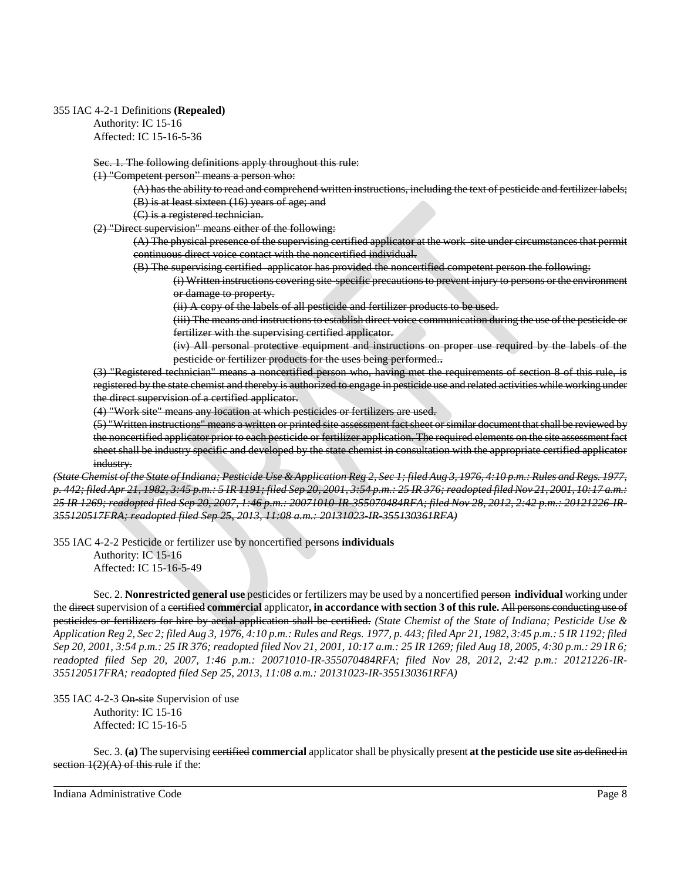355 IAC 4-2-1 Definitions **(Repealed)**

Authority: IC 15-16
Affected: IC 15-16-5-36

~~Sec. 1. The following definitions apply throughout this rule:~~

~~(1) "Competent person" means a person who:~~

~~(A) has the ability to read and comprehend written instructions, including the text of pesticide and fertilizer labels;~~

~~(B) is at least sixteen (16) years of age; and~~

~~(C) is a registered technician.~~

~~(2) "Direct supervision" means either of the following:~~

~~(A) The physical presence of the supervising certified applicator at the work site under circumstances that permit continuous direct voice contact with the noncertified individual.~~

~~(B) The supervising certified applicator has provided the noncertified competent person the following:~~

~~(i) Written instructions covering site-specific precautions to prevent injury to persons or the environment or damage to property.~~

~~(ii) A copy of the labels of all pesticide and fertilizer products to be used.~~

~~(iii) The means and instructions to establish direct voice communication during the use of the pesticide or fertilizer with the supervising certified applicator.~~

~~(iv) All personal protective equipment and instructions on proper use required by the labels of the pesticide or fertilizer products for the uses being performed..~~

~~(3) "Registered technician" means a noncertified person who, having met the requirements of section 8 of this rule, is registered by the state chemist and thereby is authorized to engage in pesticide use and related activities while working under the direct supervision of a certified applicator.~~

~~(4) "Work site" means any location at which pesticides or fertilizers are used.~~

~~(5) "Written instructions" means a written or printed site assessment fact sheet or similar document that shall be reviewed by the noncertified applicator prior to each pesticide or fertilizer application. The required elements on the site assessment fact sheet shall be industry specific and developed by the state chemist in consultation with the appropriate certified applicator industry.~~

~~*(State Chemist of the State of Indiana; Pesticide Use & Application Reg 2, Sec 1; filed Aug 3, 1976, 4:10 p.m.: Rules and Regs. 1977, p. 442; filed Apr 21, 1982, 3:45 p.m.: 5 IR 1191; filed Sep 20, 2001, 3:54 p.m.: 25 IR 376; readopted filed Nov 21, 2001, 10:17 a.m.: 25 IR 1269; readopted filed Sep 20, 2007, 1:46 p.m.: 20071010-IR-355070484RFA; filed Nov 28, 2012, 2:42 p.m.: 20121226-IR-355120517FRA; readopted filed Sep 25, 2013, 11:08 a.m.: 20131023-IR-355130361RFA)*~~

355 IAC 4-2-2 Pesticide or fertilizer use by noncertified ~~persons~~ **individuals**

Authority: IC 15-16
Affected: IC 15-16-5-49

Sec. 2. **Nonrestricted general use** pesticides or fertilizers may be used by a noncertified ~~person~~ **individual** working under the ~~direct~~ supervision of a ~~certified~~ **commercial** applicator**, in accordance with section 3 of this rule.** ~~All persons conducting use of pesticides or fertilizers for hire by aerial application shall be certified.~~ *(State Chemist of the State of Indiana; Pesticide Use & Application Reg 2, Sec 2; filed Aug 3, 1976, 4:10 p.m.: Rules and Regs. 1977, p. 443; filed Apr 21, 1982, 3:45 p.m.: 5 IR 1192; filed Sep 20, 2001, 3:54 p.m.: 25 IR 376; readopted filed Nov 21, 2001, 10:17 a.m.: 25 IR 1269; filed Aug 18, 2005, 4:30 p.m.: 29 IR 6; readopted filed Sep 20, 2007, 1:46 p.m.: 20071010-IR-355070484RFA; filed Nov 28, 2012, 2:42 p.m.: 20121226-IR-355120517FRA; readopted filed Sep 25, 2013, 11:08 a.m.: 20131023-IR-355130361RFA)*

355 IAC 4-2-3 ~~On-site~~ Supervision of use

Authority: IC 15-16
Affected: IC 15-16-5

Sec. 3. **(a)** The supervising ~~certified~~ **commercial** applicator shall be physically present **at the pesticide use site** ~~as defined in section 1(2)(A) of this rule~~ if the: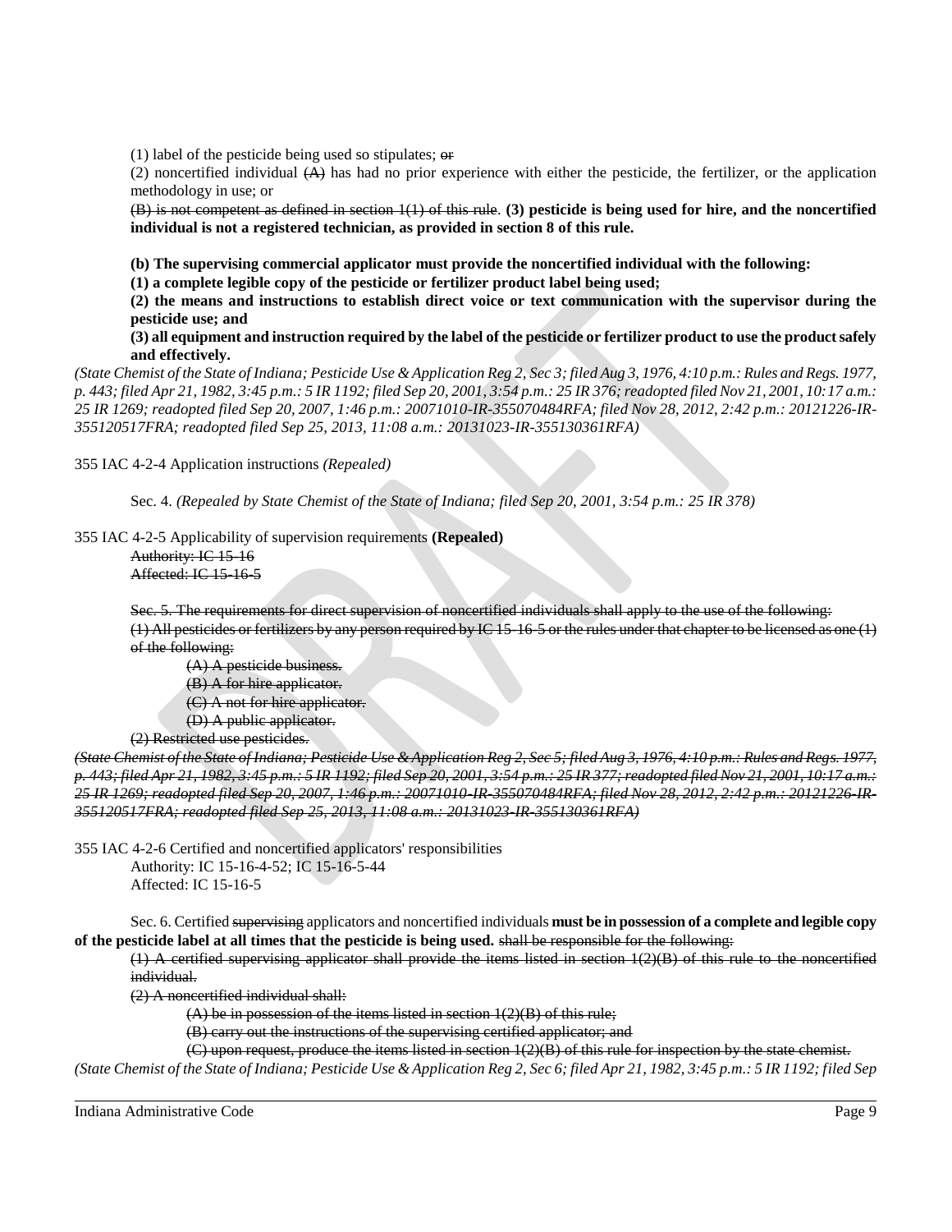(1) label of the pesticide being used so stipulates; ~~or~~

(2) noncertified individual ~~(A)~~ has had no prior experience with either the pesticide, the fertilizer, or the application methodology in use; or

~~(B) is not competent as defined in section 1(1) of this rule~~. **(3) pesticide is being used for hire, and the noncertified individual is not a registered technician, as provided in section 8 of this rule.**

**(b) The supervising commercial applicator must provide the noncertified individual with the following:**

**(1) a complete legible copy of the pesticide or fertilizer product label being used;**

**(2) the means and instructions to establish direct voice or text communication with the supervisor during the pesticide use; and**

**(3) all equipment and instruction required by the label of the pesticide or fertilizer product to use the product safely and effectively.**

*(State Chemist of the State of Indiana; Pesticide Use & Application Reg 2, Sec 3; filed Aug 3, 1976, 4:10 p.m.: Rules and Regs. 1977, p. 443; filed Apr 21, 1982, 3:45 p.m.: 5 IR 1192; filed Sep 20, 2001, 3:54 p.m.: 25 IR 376; readopted filed Nov 21, 2001, 10:17 a.m.: 25 IR 1269; readopted filed Sep 20, 2007, 1:46 p.m.: 20071010-IR-355070484RFA; filed Nov 28, 2012, 2:42 p.m.: 20121226-IR-355120517FRA; readopted filed Sep 25, 2013, 11:08 a.m.: 20131023-IR-355130361RFA)*

355 IAC 4-2-4 Application instructions *(Repealed)*

Sec. 4. *(Repealed by State Chemist of the State of Indiana; filed Sep 20, 2001, 3:54 p.m.: 25 IR 378)*

355 IAC 4-2-5 Applicability of supervision requirements **(Repealed)**

~~Authority: IC 15-16~~
~~Affected: IC 15-16-5~~

~~Sec. 5. The requirements for direct supervision of noncertified individuals shall apply to the use of the following:~~

~~(1) All pesticides or fertilizers by any person required by IC 15-16-5 or the rules under that chapter to be licensed as one (1) of the following:~~

~~(A) A pesticide business.~~

~~(B) A for hire applicator.~~

~~(C) A not for hire applicator.~~

~~(D) A public applicator.~~

~~(2) Restricted use pesticides.~~

~~*(State Chemist of the State of Indiana; Pesticide Use & Application Reg 2, Sec 5; filed Aug 3, 1976, 4:10 p.m.: Rules and Regs. 1977, p. 443; filed Apr 21, 1982, 3:45 p.m.: 5 IR 1192; filed Sep 20, 2001, 3:54 p.m.: 25 IR 377; readopted filed Nov 21, 2001, 10:17 a.m.: 25 IR 1269; readopted filed Sep 20, 2007, 1:46 p.m.: 20071010-IR-355070484RFA; filed Nov 28, 2012, 2:42 p.m.: 20121226-IR-355120517FRA; readopted filed Sep 25, 2013, 11:08 a.m.: 20131023-IR-355130361RFA)*~~

355 IAC 4-2-6 Certified and noncertified applicators' responsibilities

Authority: IC 15-16-4-52; IC 15-16-5-44
Affected: IC 15-16-5

Sec. 6. Certified ~~supervising~~ applicators and noncertified individuals **must be in possession of a complete and legible copy of the pesticide label at all times that the pesticide is being used.** ~~shall be responsible for the following:~~

~~(1) A certified supervising applicator shall provide the items listed in section 1(2)(B) of this rule to the noncertified individual.~~

~~(2) A noncertified individual shall:~~

~~(A) be in possession of the items listed in section 1(2)(B) of this rule;~~

~~(B) carry out the instructions of the supervising certified applicator; and~~

~~(C) upon request, produce the items listed in section 1(2)(B) of this rule for inspection by the state chemist.~~

*(State Chemist of the State of Indiana; Pesticide Use & Application Reg 2, Sec 6; filed Apr 21, 1982, 3:45 p.m.: 5 IR 1192; filed Sep*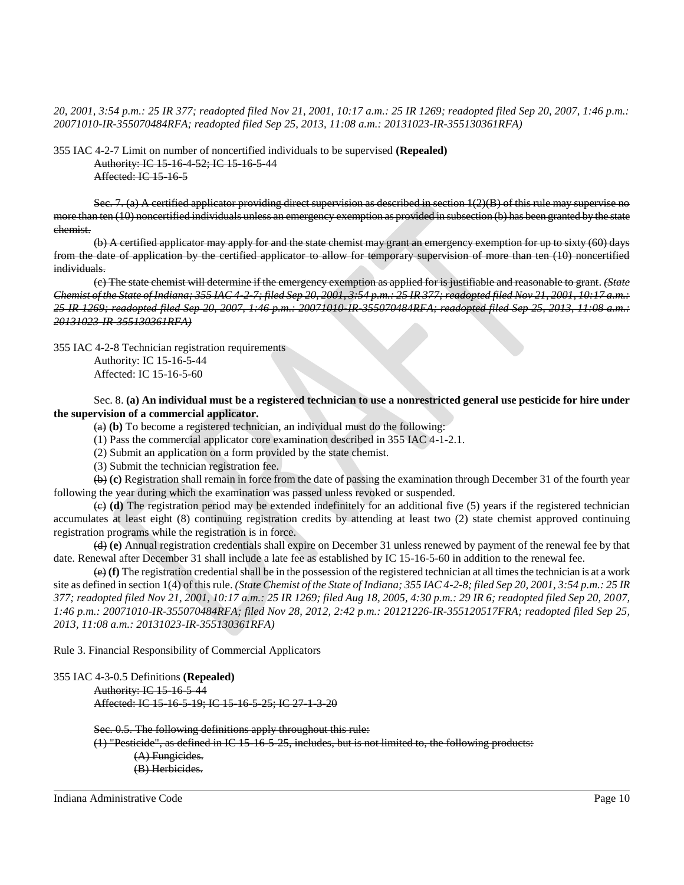*20, 2001, 3:54 p.m.: 25 IR 377; readopted filed Nov 21, 2001, 10:17 a.m.: 25 IR 1269; readopted filed Sep 20, 2007, 1:46 p.m.: 20071010-IR-355070484RFA; readopted filed Sep 25, 2013, 11:08 a.m.: 20131023-IR-355130361RFA)*

355 IAC 4-2-7 Limit on number of noncertified individuals to be supervised **(Repealed)**

~~Authority: IC 15-16-4-52; IC 15-16-5-44~~
~~Affected: IC 15-16-5~~

~~Sec. 7. (a) A certified applicator providing direct supervision as described in section 1(2)(B) of this rule may supervise no more than ten (10) noncertified individuals unless an emergency exemption as provided in subsection (b) has been granted by the state chemist.~~

~~(b) A certified applicator may apply for and the state chemist may grant an emergency exemption for up to sixty (60) days from the date of application by the certified applicator to allow for temporary supervision of more than ten (10) noncertified individuals.~~

~~(c) The state chemist will determine if the emergency exemption as applied for is justifiable and reasonable to grant.~~ ~~*(State Chemist of the State of Indiana; 355 IAC 4-2-7; filed Sep 20, 2001, 3:54 p.m.: 25 IR 377; readopted filed Nov 21, 2001, 10:17 a.m.: 25 IR 1269; readopted filed Sep 20, 2007, 1:46 p.m.: 20071010-IR-355070484RFA; readopted filed Sep 25, 2013, 11:08 a.m.: 20131023-IR-355130361RFA)*~~

355 IAC 4-2-8 Technician registration requirements

Authority: IC 15-16-5-44
Affected: IC 15-16-5-60

Sec. 8. **(a) An individual must be a registered technician to use a nonrestricted general use pesticide for hire under the supervision of a commercial applicator.**

~~(a)~~ **(b)** To become a registered technician, an individual must do the following:

(1) Pass the commercial applicator core examination described in 355 IAC 4-1-2.1.

(2) Submit an application on a form provided by the state chemist.

(3) Submit the technician registration fee.

~~(b)~~ **(c)** Registration shall remain in force from the date of passing the examination through December 31 of the fourth year following the year during which the examination was passed unless revoked or suspended.

~~(c)~~ **(d)** The registration period may be extended indefinitely for an additional five (5) years if the registered technician accumulates at least eight (8) continuing registration credits by attending at least two (2) state chemist approved continuing registration programs while the registration is in force.

~~(d)~~ **(e)** Annual registration credentials shall expire on December 31 unless renewed by payment of the renewal fee by that date. Renewal after December 31 shall include a late fee as established by IC 15-16-5-60 in addition to the renewal fee.

~~(e)~~ **(f)** The registration credential shall be in the possession of the registered technician at all times the technician is at a work site as defined in section 1(4) of this rule. *(State Chemist of the State of Indiana; 355 IAC 4-2-8; filed Sep 20, 2001, 3:54 p.m.: 25 IR 377; readopted filed Nov 21, 2001, 10:17 a.m.: 25 IR 1269; filed Aug 18, 2005, 4:30 p.m.: 29 IR 6; readopted filed Sep 20, 2007, 1:46 p.m.: 20071010-IR-355070484RFA; filed Nov 28, 2012, 2:42 p.m.: 20121226-IR-355120517FRA; readopted filed Sep 25, 2013, 11:08 a.m.: 20131023-IR-355130361RFA)*

Rule 3. Financial Responsibility of Commercial Applicators

355 IAC 4-3-0.5 Definitions **(Repealed)**

~~Authority: IC 15-16-5-44~~
~~Affected: IC 15-16-5-19; IC 15-16-5-25; IC 27-1-3-20~~

~~Sec. 0.5. The following definitions apply throughout this rule:~~

~~(1) "Pesticide", as defined in IC 15-16-5-25, includes, but is not limited to, the following products:~~

~~(A) Fungicides.~~

~~(B) Herbicides.~~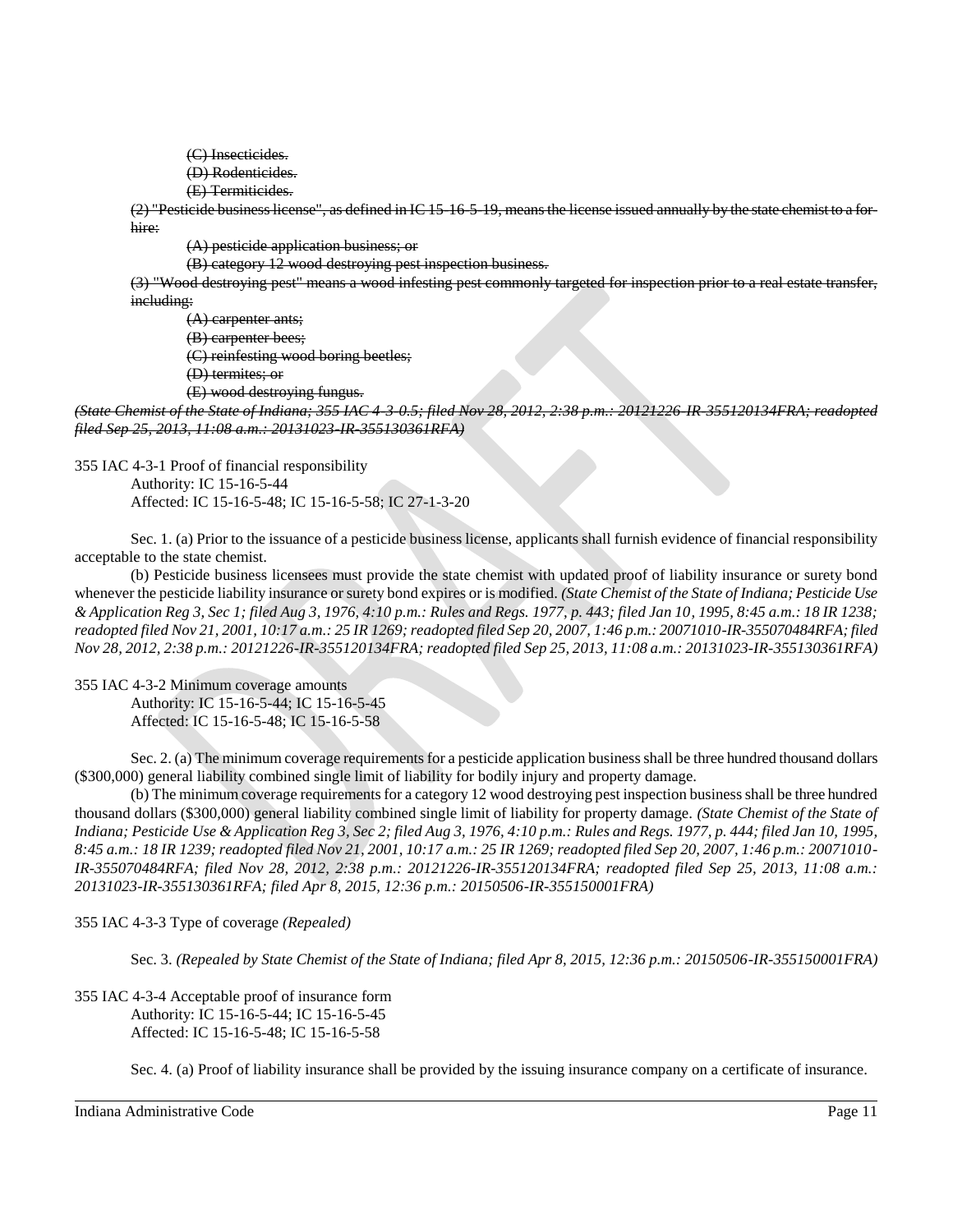~~(C) Insecticides.~~

~~(D) Rodenticides.~~

~~(E) Termiticides.~~

~~(2) "Pesticide business license", as defined in IC 15-16-5-19, means the license issued annually by the state chemist to a for-hire:~~

~~(A) pesticide application business; or~~

~~(B) category 12 wood destroying pest inspection business.~~

~~(3) "Wood destroying pest" means a wood infesting pest commonly targeted for inspection prior to a real estate transfer, including:~~

~~(A) carpenter ants;~~

~~(B) carpenter bees;~~

~~(C) reinfesting wood boring beetles;~~

~~(D) termites; or~~

~~(E) wood destroying fungus.~~

~~*(State Chemist of the State of Indiana; 355 IAC 4-3-0.5; filed Nov 28, 2012, 2:38 p.m.: 20121226-IR-355120134FRA; readopted filed Sep 25, 2013, 11:08 a.m.: 20131023-IR-355130361RFA)*~~

355 IAC 4-3-1 Proof of financial responsibility

Authority: IC 15-16-5-44

Affected: IC 15-16-5-48; IC 15-16-5-58; IC 27-1-3-20

Sec. 1. (a) Prior to the issuance of a pesticide business license, applicants shall furnish evidence of financial responsibility acceptable to the state chemist.

(b) Pesticide business licensees must provide the state chemist with updated proof of liability insurance or surety bond whenever the pesticide liability insurance or surety bond expires or is modified. *(State Chemist of the State of Indiana; Pesticide Use & Application Reg 3, Sec 1; filed Aug 3, 1976, 4:10 p.m.: Rules and Regs. 1977, p. 443; filed Jan 10, 1995, 8:45 a.m.: 18 IR 1238; readopted filed Nov 21, 2001, 10:17 a.m.: 25 IR 1269; readopted filed Sep 20, 2007, 1:46 p.m.: 20071010-IR-355070484RFA; filed Nov 28, 2012, 2:38 p.m.: 20121226-IR-355120134FRA; readopted filed Sep 25, 2013, 11:08 a.m.: 20131023-IR-355130361RFA)*

355 IAC 4-3-2 Minimum coverage amounts

Authority: IC 15-16-5-44; IC 15-16-5-45

Affected: IC 15-16-5-48; IC 15-16-5-58

Sec. 2. (a) The minimum coverage requirements for a pesticide application business shall be three hundred thousand dollars ($300,000) general liability combined single limit of liability for bodily injury and property damage.

(b) The minimum coverage requirements for a category 12 wood destroying pest inspection business shall be three hundred thousand dollars ($300,000) general liability combined single limit of liability for property damage. *(State Chemist of the State of Indiana; Pesticide Use & Application Reg 3, Sec 2; filed Aug 3, 1976, 4:10 p.m.: Rules and Regs. 1977, p. 444; filed Jan 10, 1995, 8:45 a.m.: 18 IR 1239; readopted filed Nov 21, 2001, 10:17 a.m.: 25 IR 1269; readopted filed Sep 20, 2007, 1:46 p.m.: 20071010-IR-355070484RFA; filed Nov 28, 2012, 2:38 p.m.: 20121226-IR-355120134FRA; readopted filed Sep 25, 2013, 11:08 a.m.: 20131023-IR-355130361RFA; filed Apr 8, 2015, 12:36 p.m.: 20150506-IR-355150001FRA)*

355 IAC 4-3-3 Type of coverage *(Repealed)*

Sec. 3. *(Repealed by State Chemist of the State of Indiana; filed Apr 8, 2015, 12:36 p.m.: 20150506-IR-355150001FRA)*

355 IAC 4-3-4 Acceptable proof of insurance form

Authority: IC 15-16-5-44; IC 15-16-5-45

Affected: IC 15-16-5-48; IC 15-16-5-58

Sec. 4. (a) Proof of liability insurance shall be provided by the issuing insurance company on a certificate of insurance.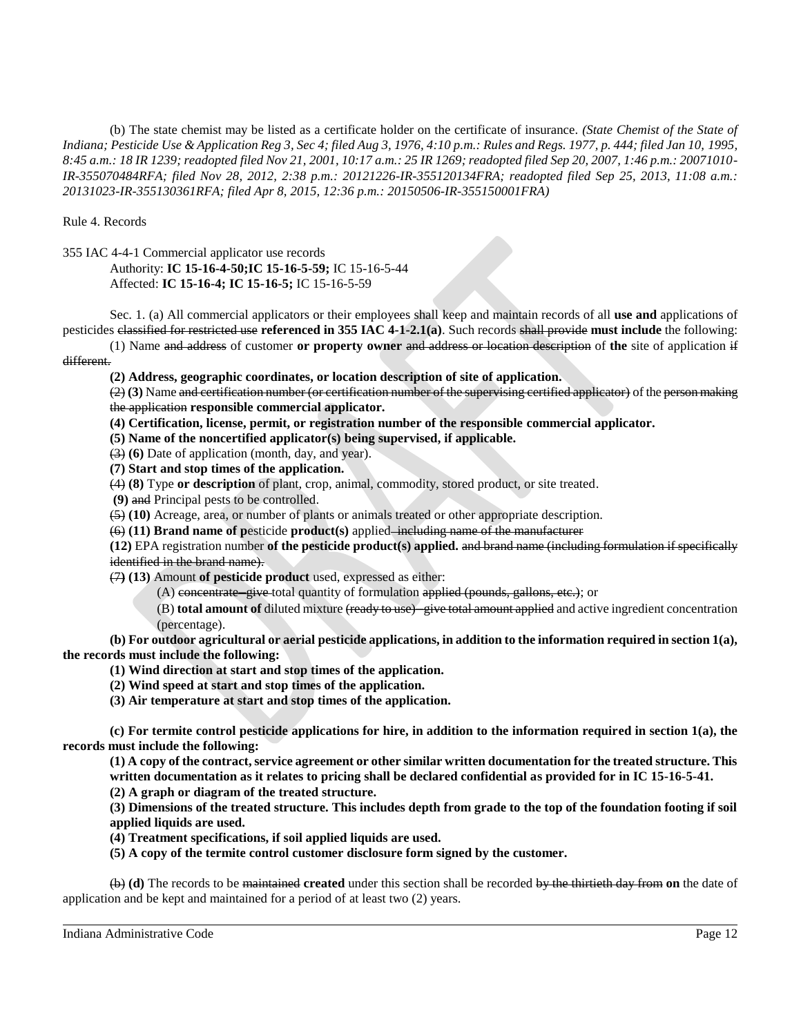(b) The state chemist may be listed as a certificate holder on the certificate of insurance. *(State Chemist of the State of Indiana; Pesticide Use & Application Reg 3, Sec 4; filed Aug 3, 1976, 4:10 p.m.: Rules and Regs. 1977, p. 444; filed Jan 10, 1995, 8:45 a.m.: 18 IR 1239; readopted filed Nov 21, 2001, 10:17 a.m.: 25 IR 1269; readopted filed Sep 20, 2007, 1:46 p.m.: 20071010-IR-355070484RFA; filed Nov 28, 2012, 2:38 p.m.: 20121226-IR-355120134FRA; readopted filed Sep 25, 2013, 11:08 a.m.: 20131023-IR-355130361RFA; filed Apr 8, 2015, 12:36 p.m.: 20150506-IR-355150001FRA)*

Rule 4. Records

355 IAC 4-4-1 Commercial applicator use records

Authority: **IC 15-16-4-50;IC 15-16-5-59;** IC 15-16-5-44
Affected: **IC 15-16-4; IC 15-16-5;** IC 15-16-5-59

Sec. 1. (a) All commercial applicators or their employees shall keep and maintain records of all **use and** applications of pesticides ~~classified for restricted use~~ **referenced in 355 IAC 4-1-2.1(a)**. Such records ~~shall provide~~ **must include** the following:

(1) Name ~~and address~~ of customer **or property owner** ~~and address or location description~~ of **the** site of application ~~if different.~~

**(2) Address, geographic coordinates, or location description of site of application.**

~~(2)~~ **(3)** Name ~~and certification number (or certification number of the supervising certified applicator)~~ of the ~~person making the application~~ **responsible commercial applicator.**

**(4) Certification, license, permit, or registration number of the responsible commercial applicator.**

**(5) Name of the noncertified applicator(s) being supervised, if applicable.**

~~(3)~~ **(6)** Date of application (month, day, and year).

**(7) Start and stop times of the application.**

~~(4)~~ **(8)** Type **or description** of plant, crop, animal, commodity, stored product, or site treated.

**(9)** ~~and~~ Principal pests to be controlled.

~~(5)~~ **(10)** Acreage, area, or number of plants or animals treated or other appropriate description.

~~(6)~~ **(11) Brand name of p**esticide **product(s)** applied~~, including name of the manufacturer~~

**(12)** EPA registration number **of the pesticide product(s) applied.** ~~and brand name (including formulation if specifically identified in the brand name).~~

~~(7)~~ **(13)** Amount **of pesticide product** used, expressed as either:

(A) ~~concentrate—give~~ total quantity of formulation ~~applied (pounds, gallons, etc.)~~; or

(B) **total amount of** diluted mixture ~~(ready to use)—give total amount applied~~ and active ingredient concentration (percentage).

**(b) For outdoor agricultural or aerial pesticide applications, in addition to the information required in section 1(a), the records must include the following:**

**(1) Wind direction at start and stop times of the application.**

**(2) Wind speed at start and stop times of the application.**

**(3) Air temperature at start and stop times of the application.**

**(c) For termite control pesticide applications for hire, in addition to the information required in section 1(a), the records must include the following:**

**(1) A copy of the contract, service agreement or other similar written documentation for the treated structure. This written documentation as it relates to pricing shall be declared confidential as provided for in IC 15-16-5-41.**

**(2) A graph or diagram of the treated structure.**

**(3) Dimensions of the treated structure. This includes depth from grade to the top of the foundation footing if soil applied liquids are used.**

**(4) Treatment specifications, if soil applied liquids are used.**

**(5) A copy of the termite control customer disclosure form signed by the customer.**

~~(b)~~ **(d)** The records to be ~~maintained~~ **created** under this section shall be recorded ~~by the thirtieth day from~~ **on** the date of application and be kept and maintained for a period of at least two (2) years.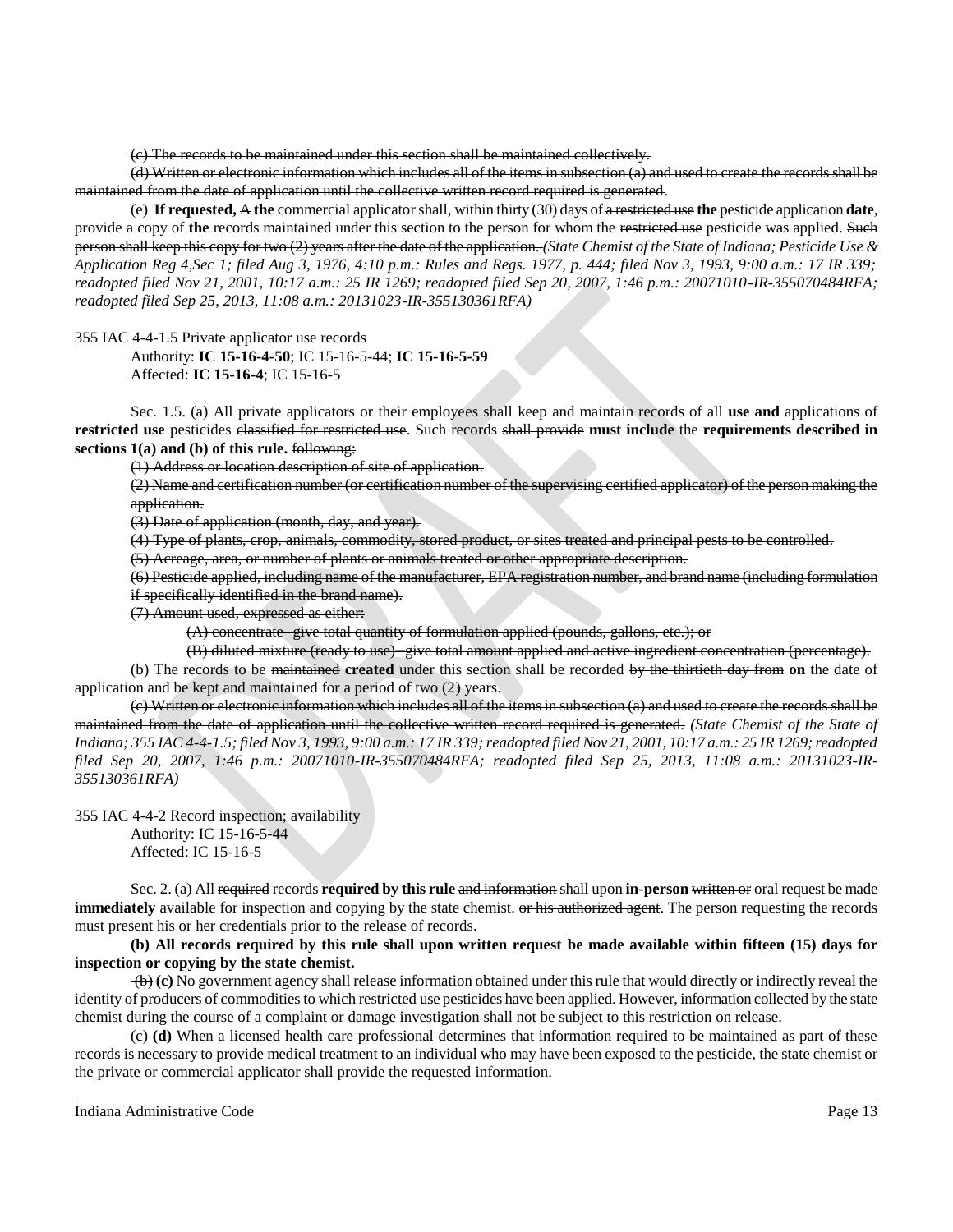~~(c) The records to be maintained under this section shall be maintained collectively.~~

~~(d) Written or electronic information which includes all of the items in subsection (a) and used to create the records shall be maintained from the date of application until the collective written record required is generated.~~

(e) **If requested,** ~~A~~ **the** commercial applicator shall, within thirty (30) days of ~~a restricted use~~ **the** pesticide application **date**, provide a copy of **the** records maintained under this section to the person for whom the ~~restricted use~~ pesticide was applied. ~~Such person shall keep this copy for two (2) years after the date of the application.~~ *(State Chemist of the State of Indiana; Pesticide Use & Application Reg 4,Sec 1; filed Aug 3, 1976, 4:10 p.m.: Rules and Regs. 1977, p. 444; filed Nov 3, 1993, 9:00 a.m.: 17 IR 339; readopted filed Nov 21, 2001, 10:17 a.m.: 25 IR 1269; readopted filed Sep 20, 2007, 1:46 p.m.: 20071010-IR-355070484RFA; readopted filed Sep 25, 2013, 11:08 a.m.: 20131023-IR-355130361RFA)*

355 IAC 4-4-1.5 Private applicator use records

Authority: **IC 15-16-4-50**; IC 15-16-5-44; **IC 15-16-5-59**
Affected: **IC 15-16-4**; IC 15-16-5

Sec. 1.5. (a) All private applicators or their employees shall keep and maintain records of all **use and** applications of **restricted use** pesticides ~~classified for restricted use~~. Such records ~~shall provide~~ **must include** the **requirements described in sections 1(a) and (b) of this rule.** ~~following:~~

~~(1) Address or location description of site of application.~~

~~(2) Name and certification number (or certification number of the supervising certified applicator) of the person making the application.~~

~~(3) Date of application (month, day, and year).~~

~~(4) Type of plants, crop, animals, commodity, stored product, or sites treated and principal pests to be controlled.~~

~~(5) Acreage, area, or number of plants or animals treated or other appropriate description.~~

~~(6) Pesticide applied, including name of the manufacturer, EPA registration number, and brand name (including formulation if specifically identified in the brand name).~~

~~(7) Amount used, expressed as either:~~

~~(A) concentrate–give total quantity of formulation applied (pounds, gallons, etc.); or~~

~~(B) diluted mixture (ready to use)–give total amount applied and active ingredient concentration (percentage).~~

(b) The records to be ~~maintained~~ **created** under this section shall be recorded ~~by the thirtieth day from~~ **on** the date of application and be kept and maintained for a period of two (2) years.

~~(c) Written or electronic information which includes all of the items in subsection (a) and used to create the records shall be maintained from the date of application until the collective written record required is generated.~~ *(State Chemist of the State of Indiana; 355 IAC 4-4-1.5; filed Nov 3, 1993, 9:00 a.m.: 17 IR 339; readopted filed Nov 21, 2001, 10:17 a.m.: 25 IR 1269; readopted filed Sep 20, 2007, 1:46 p.m.: 20071010-IR-355070484RFA; readopted filed Sep 25, 2013, 11:08 a.m.: 20131023-IR-355130361RFA)*

355 IAC 4-4-2 Record inspection; availability

Authority: IC 15-16-5-44
Affected: IC 15-16-5

Sec. 2. (a) All ~~required~~ records **required by this rule** ~~and information~~ shall upon **in-person** ~~written or~~ oral request be made **immediately** available for inspection and copying by the state chemist. ~~or his authorized agent~~. The person requesting the records must present his or her credentials prior to the release of records.

**(b) All records required by this rule shall upon written request be made available within fifteen (15) days for inspection or copying by the state chemist.**

~~(b)~~ **(c)** No government agency shall release information obtained under this rule that would directly or indirectly reveal the identity of producers of commodities to which restricted use pesticides have been applied. However, information collected by the state chemist during the course of a complaint or damage investigation shall not be subject to this restriction on release.

~~(c)~~ **(d)** When a licensed health care professional determines that information required to be maintained as part of these records is necessary to provide medical treatment to an individual who may have been exposed to the pesticide, the state chemist or the private or commercial applicator shall provide the requested information.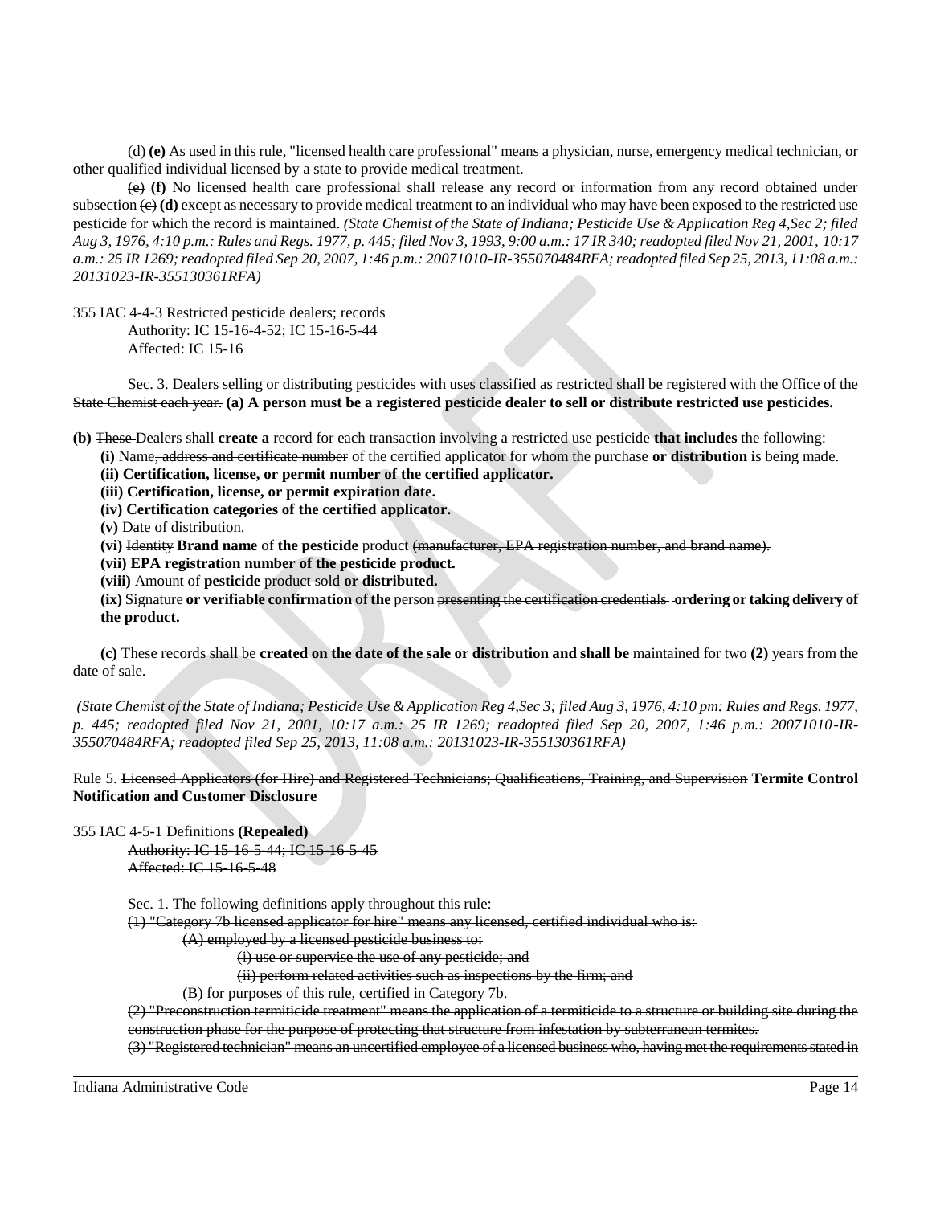~~(d)~~ **(e)** As used in this rule, "licensed health care professional" means a physician, nurse, emergency medical technician, or other qualified individual licensed by a state to provide medical treatment.

~~(e)~~ **(f)** No licensed health care professional shall release any record or information from any record obtained under subsection ~~(c)~~ **(d)** except as necessary to provide medical treatment to an individual who may have been exposed to the restricted use pesticide for which the record is maintained. *(State Chemist of the State of Indiana; Pesticide Use & Application Reg 4,Sec 2; filed Aug 3, 1976, 4:10 p.m.: Rules and Regs. 1977, p. 445; filed Nov 3, 1993, 9:00 a.m.: 17 IR 340; readopted filed Nov 21, 2001, 10:17 a.m.: 25 IR 1269; readopted filed Sep 20, 2007, 1:46 p.m.: 20071010-IR-355070484RFA; readopted filed Sep 25, 2013, 11:08 a.m.: 20131023-IR-355130361RFA)*

355 IAC 4-4-3 Restricted pesticide dealers; records
Authority: IC 15-16-4-52; IC 15-16-5-44
Affected: IC 15-16

Sec. 3. ~~Dealers selling or distributing pesticides with uses classified as restricted shall be registered with the Office of the State Chemist each year.~~ **(a) A person must be a registered pesticide dealer to sell or distribute restricted use pesticides.**

**(b)** ~~These~~ Dealers shall **create a** record for each transaction involving a restricted use pesticide **that includes** the following:

**(i)** Name~~, address and certificate number~~ of the certified applicator for whom the purchase **or distribution i**s being made.
**(ii) Certification, license, or permit number of the certified applicator.**
**(iii) Certification, license, or permit expiration date.**
**(iv) Certification categories of the certified applicator.**
**(v)** Date of distribution.
**(vi)** ~~Identity~~ **Brand name** of **the pesticide** product ~~(manufacturer, EPA registration number, and brand name).~~
**(vii) EPA registration number of the pesticide product.**
**(viii)** Amount of **pesticide** product sold **or distributed.**
**(ix)** Signature **or verifiable confirmation** of **the** person ~~presenting the certification credentials~~ **ordering or taking delivery of the product.**

**(c)** These records shall be **created on the date of the sale or distribution and shall be** maintained for two **(2)** years from the date of sale.

*(State Chemist of the State of Indiana; Pesticide Use & Application Reg 4,Sec 3; filed Aug 3, 1976, 4:10 pm: Rules and Regs. 1977, p. 445; readopted filed Nov 21, 2001, 10:17 a.m.: 25 IR 1269; readopted filed Sep 20, 2007, 1:46 p.m.: 20071010-IR-355070484RFA; readopted filed Sep 25, 2013, 11:08 a.m.: 20131023-IR-355130361RFA)*

Rule 5. ~~Licensed Applicators (for Hire) and Registered Technicians; Qualifications, Training, and Supervision~~ **Termite Control Notification and Customer Disclosure**

355 IAC 4-5-1 Definitions **(Repealed)**
~~Authority: IC 15-16-5-44; IC 15-16-5-45~~
~~Affected: IC 15-16-5-48~~

~~Sec. 1. The following definitions apply throughout this rule:~~
~~(1) "Category 7b licensed applicator for hire" means any licensed, certified individual who is:~~
~~(A) employed by a licensed pesticide business to:~~
~~(i) use or supervise the use of any pesticide; and~~
~~(ii) perform related activities such as inspections by the firm; and~~
~~(B) for purposes of this rule, certified in Category 7b.~~
~~(2) "Preconstruction termiticide treatment" means the application of a termiticide to a structure or building site during the construction phase for the purpose of protecting that structure from infestation by subterranean termites.~~
~~(3) "Registered technician" means an uncertified employee of a licensed business who, having met the requirements stated in~~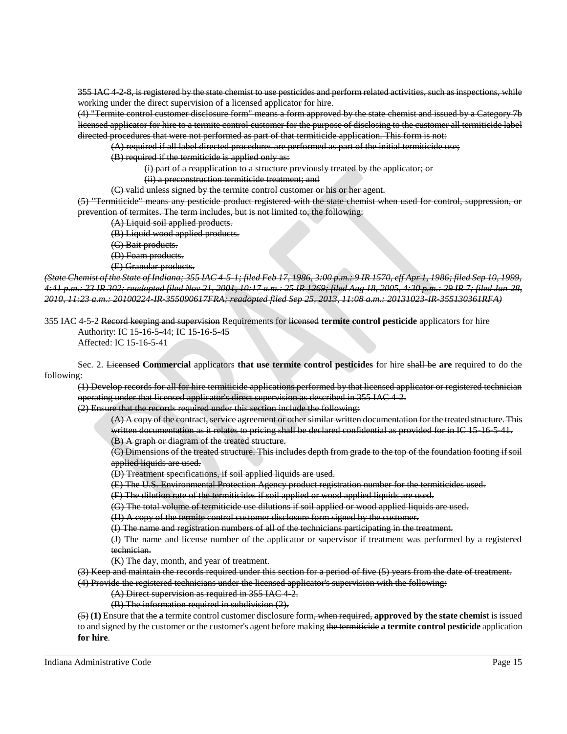~~355 IAC 4-2-8, is registered by the state chemist to use pesticides and perform related activities, such as inspections, while working under the direct supervision of a licensed applicator for hire.~~

~~(4) "Termite control customer disclosure form" means a form approved by the state chemist and issued by a Category 7b licensed applicator for hire to a termite control customer for the purpose of disclosing to the customer all termiticide label directed procedures that were not performed as part of that termiticide application. This form is not:~~

~~(A) required if all label directed procedures are performed as part of the initial termiticide use;~~

~~(B) required if the termiticide is applied only as:~~

~~(i) part of a reapplication to a structure previously treated by the applicator; or~~

~~(ii) a preconstruction termiticide treatment; and~~

~~(C) valid unless signed by the termite control customer or his or her agent.~~

~~(5) "Termiticide" means any pesticide product registered with the state chemist when used for control, suppression, or prevention of termites. The term includes, but is not limited to, the following:~~

~~(A) Liquid soil applied products.~~

~~(B) Liquid wood applied products.~~

~~(C) Bait products.~~

~~(D) Foam products.~~

~~(E) Granular products.~~

~~*(State Chemist of the State of Indiana; 355 IAC 4-5-1; filed Feb 17, 1986, 3:00 p.m.: 9 IR 1570, eff Apr 1, 1986; filed Sep 10, 1999, 4:41 p.m.: 23 IR 302; readopted filed Nov 21, 2001, 10:17 a.m.: 25 IR 1269; filed Aug 18, 2005, 4:30 p.m.: 29 IR 7; filed Jan 28, 2010, 11:23 a.m.: 20100224-IR-355090617FRA; readopted filed Sep 25, 2013, 11:08 a.m.: 20131023-IR-355130361RFA)*~~

355 IAC 4-5-2 ~~Record keeping and supervision~~ Requirements for ~~licensed~~ **termite control pesticide** applicators for hire

Authority: IC 15-16-5-44; IC 15-16-5-45

Affected: IC 15-16-5-41

Sec. 2. ~~Licensed~~ **Commercial** applicators **that use termite control pesticides** for hire ~~shall be~~ **are** required to do the following:

~~(1) Develop records for all for hire termiticide applications performed by that licensed applicator or registered technician operating under that licensed applicator's direct supervision as described in 355 IAC 4-2.~~

~~(2) Ensure that the records required under this section include the following:~~

~~(A) A copy of the contract, service agreement or other similar written documentation for the treated structure. This written documentation as it relates to pricing shall be declared confidential as provided for in IC 15-16-5-41.~~

~~(B) A graph or diagram of the treated structure.~~

~~(C) Dimensions of the treated structure. This includes depth from grade to the top of the foundation footing if soil applied liquids are used.~~

~~(D) Treatment specifications, if soil applied liquids are used.~~

~~(E) The U.S. Environmental Protection Agency product registration number for the termiticides used.~~

~~(F) The dilution rate of the termiticides if soil applied or wood applied liquids are used.~~

~~(G) The total volume of termiticide use dilutions if soil applied or wood applied liquids are used.~~

~~(H) A copy of the termite control customer disclosure form signed by the customer.~~

~~(I) The name and registration numbers of all of the technicians participating in the treatment.~~

~~(J) The name and license number of the applicator or supervisor if treatment was performed by a registered technician.~~

~~(K) The day, month, and year of treatment.~~

~~(3) Keep and maintain the records required under this section for a period of five (5) years from the date of treatment.~~

~~(4) Provide the registered technicians under the licensed applicator's supervision with the following:~~

~~(A) Direct supervision as required in 355 IAC 4-2.~~

~~(B) The information required in subdivision (2).~~

~~(5)~~ **(1)** Ensure that ~~the~~ **a** termite control customer disclosure form~~, when required,~~ **approved by the state chemist** is issued to and signed by the customer or the customer's agent before making ~~the termiticide~~ **a termite control pesticide** application **for hire**.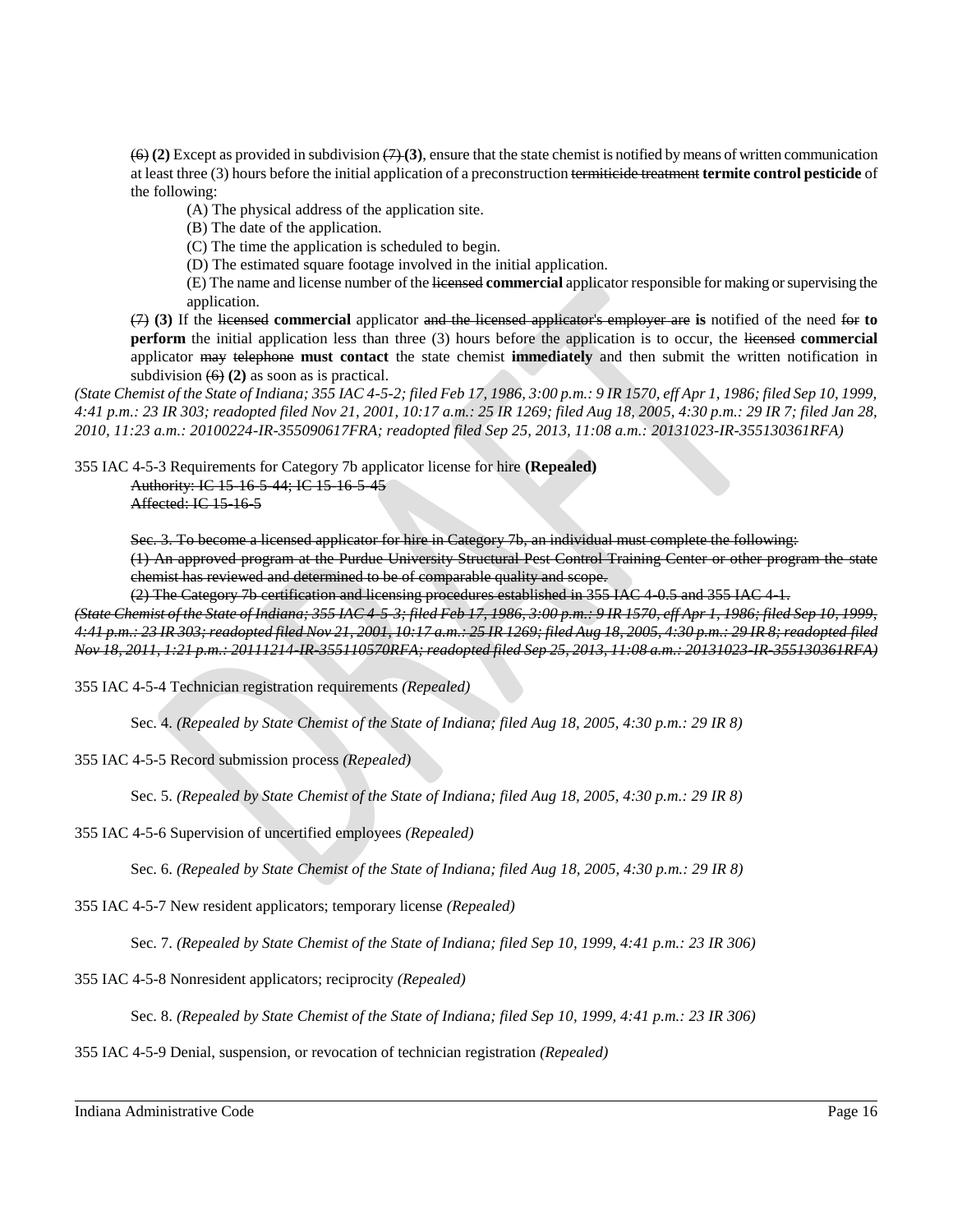~~(6)~~ **(2)** Except as provided in subdivision ~~(7)~~ **(3)**, ensure that the state chemist is notified by means of written communication at least three (3) hours before the initial application of a preconstruction ~~termiticide treatment~~ **termite control pesticide** of the following:

(A) The physical address of the application site.

(B) The date of the application.

(C) The time the application is scheduled to begin.

(D) The estimated square footage involved in the initial application.

(E) The name and license number of the ~~licensed~~ **commercial** applicator responsible for making or supervising the application.

~~(7)~~ **(3)** If the ~~licensed~~ **commercial** applicator ~~and the licensed applicator's employer are~~ **is** notified of the need ~~for~~ **to perform** the initial application less than three (3) hours before the application is to occur, the ~~licensed~~ **commercial** applicator ~~may~~ ~~telephone~~ **must contact** the state chemist **immediately** and then submit the written notification in subdivision ~~(6)~~ **(2)** as soon as is practical.

*(State Chemist of the State of Indiana; 355 IAC 4-5-2; filed Feb 17, 1986, 3:00 p.m.: 9 IR 1570, eff Apr 1, 1986; filed Sep 10, 1999, 4:41 p.m.: 23 IR 303; readopted filed Nov 21, 2001, 10:17 a.m.: 25 IR 1269; filed Aug 18, 2005, 4:30 p.m.: 29 IR 7; filed Jan 28, 2010, 11:23 a.m.: 20100224-IR-355090617FRA; readopted filed Sep 25, 2013, 11:08 a.m.: 20131023-IR-355130361RFA)*

355 IAC 4-5-3 Requirements for Category 7b applicator license for hire **(Repealed)**

~~Authority: IC 15-16-5-44; IC 15-16-5-45~~
~~Affected: IC 15-16-5~~

~~Sec. 3. To become a licensed applicator for hire in Category 7b, an individual must complete the following:~~

~~(1) An approved program at the Purdue University Structural Pest Control Training Center or other program the state chemist has reviewed and determined to be of comparable quality and scope.~~

~~(2) The Category 7b certification and licensing procedures established in 355 IAC 4-0.5 and 355 IAC 4-1.~~

~~*(State Chemist of the State of Indiana; 355 IAC 4-5-3; filed Feb 17, 1986, 3:00 p.m.: 9 IR 1570, eff Apr 1, 1986; filed Sep 10, 1999, 4:41 p.m.: 23 IR 303; readopted filed Nov 21, 2001, 10:17 a.m.: 25 IR 1269; filed Aug 18, 2005, 4:30 p.m.: 29 IR 8; readopted filed Nov 18, 2011, 1:21 p.m.: 20111214-IR-355110570RFA; readopted filed Sep 25, 2013, 11:08 a.m.: 20131023-IR-355130361RFA)*~~

355 IAC 4-5-4 Technician registration requirements *(Repealed)*

Sec. 4. *(Repealed by State Chemist of the State of Indiana; filed Aug 18, 2005, 4:30 p.m.: 29 IR 8)*

355 IAC 4-5-5 Record submission process *(Repealed)*

Sec. 5. *(Repealed by State Chemist of the State of Indiana; filed Aug 18, 2005, 4:30 p.m.: 29 IR 8)*

355 IAC 4-5-6 Supervision of uncertified employees *(Repealed)*

Sec. 6. *(Repealed by State Chemist of the State of Indiana; filed Aug 18, 2005, 4:30 p.m.: 29 IR 8)*

355 IAC 4-5-7 New resident applicators; temporary license *(Repealed)*

Sec. 7. *(Repealed by State Chemist of the State of Indiana; filed Sep 10, 1999, 4:41 p.m.: 23 IR 306)*

355 IAC 4-5-8 Nonresident applicators; reciprocity *(Repealed)*

Sec. 8. *(Repealed by State Chemist of the State of Indiana; filed Sep 10, 1999, 4:41 p.m.: 23 IR 306)*

355 IAC 4-5-9 Denial, suspension, or revocation of technician registration *(Repealed)*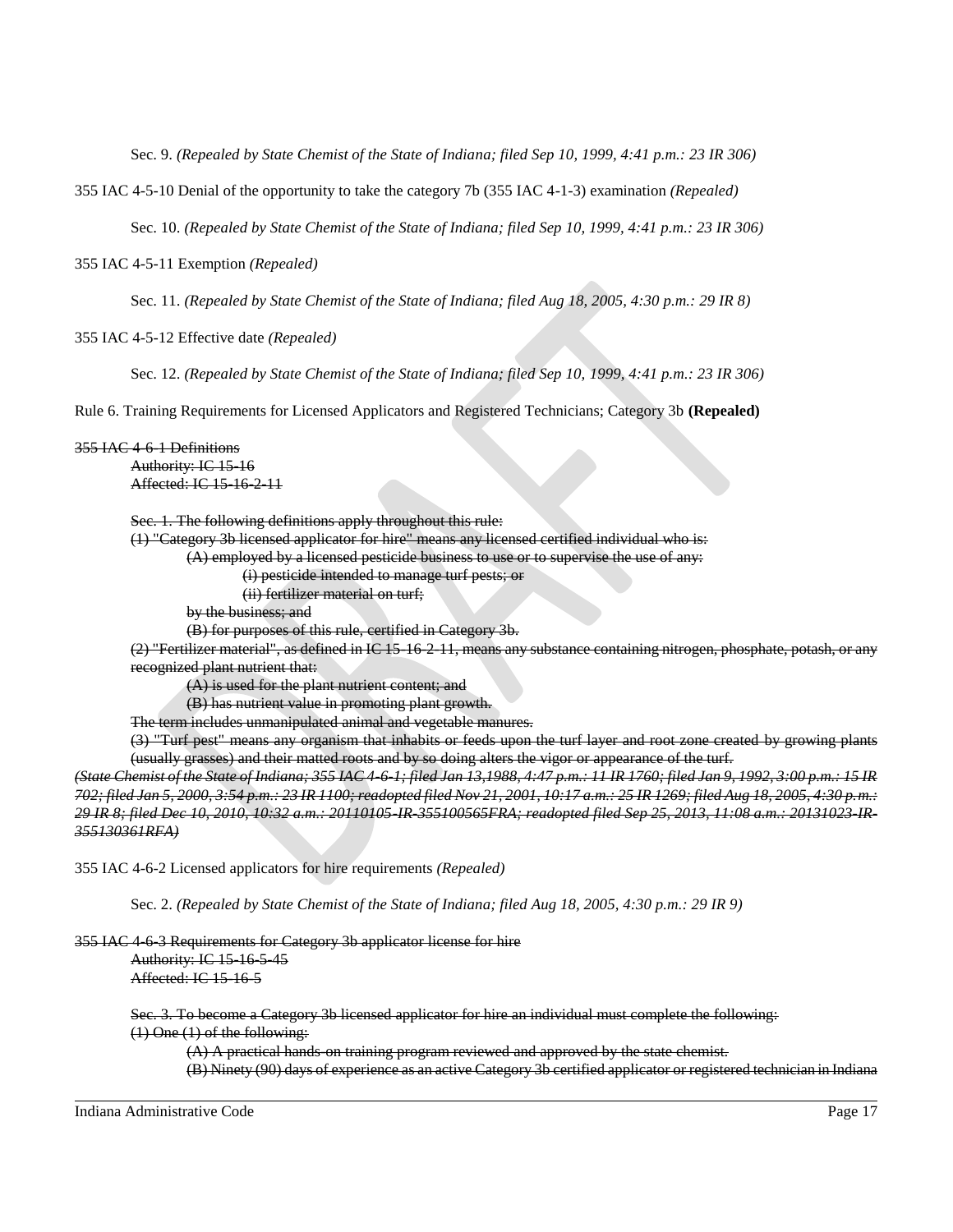Sec. 9. *(Repealed by State Chemist of the State of Indiana; filed Sep 10, 1999, 4:41 p.m.: 23 IR 306)*

355 IAC 4-5-10 Denial of the opportunity to take the category 7b (355 IAC 4-1-3) examination *(Repealed)*

Sec. 10. *(Repealed by State Chemist of the State of Indiana; filed Sep 10, 1999, 4:41 p.m.: 23 IR 306)*

355 IAC 4-5-11 Exemption *(Repealed)*

Sec. 11. *(Repealed by State Chemist of the State of Indiana; filed Aug 18, 2005, 4:30 p.m.: 29 IR 8)*

355 IAC 4-5-12 Effective date *(Repealed)*

Sec. 12. *(Repealed by State Chemist of the State of Indiana; filed Sep 10, 1999, 4:41 p.m.: 23 IR 306)*

Rule 6. Training Requirements for Licensed Applicators and Registered Technicians; Category 3b **(Repealed)**

~~355 IAC 4-6-1 Definitions~~
~~Authority: IC 15-16~~
~~Affected: IC 15-16-2-11~~

~~Sec. 1. The following definitions apply throughout this rule:~~
~~(1) "Category 3b licensed applicator for hire" means any licensed certified individual who is:~~
~~(A) employed by a licensed pesticide business to use or to supervise the use of any:~~
~~(i) pesticide intended to manage turf pests; or~~
~~(ii) fertilizer material on turf;~~
~~by the business; and~~
~~(B) for purposes of this rule, certified in Category 3b.~~
~~(2) "Fertilizer material", as defined in IC 15-16-2-11, means any substance containing nitrogen, phosphate, potash, or any recognized plant nutrient that:~~
~~(A) is used for the plant nutrient content; and~~
~~(B) has nutrient value in promoting plant growth.~~
~~The term includes unmanipulated animal and vegetable manures.~~
~~(3) "Turf pest" means any organism that inhabits or feeds upon the turf layer and root zone created by growing plants (usually grasses) and their matted roots and by so doing alters the vigor or appearance of the turf.~~
~~*(State Chemist of the State of Indiana; 355 IAC 4-6-1; filed Jan 13,1988, 4:47 p.m.: 11 IR 1760; filed Jan 9, 1992, 3:00 p.m.: 15 IR 702; filed Jan 5, 2000, 3:54 p.m.: 23 IR 1100; readopted filed Nov 21, 2001, 10:17 a.m.: 25 IR 1269; filed Aug 18, 2005, 4:30 p.m.: 29 IR 8; filed Dec 10, 2010, 10:32 a.m.: 20110105-IR-355100565FRA; readopted filed Sep 25, 2013, 11:08 a.m.: 20131023-IR-355130361RFA)*~~

355 IAC 4-6-2 Licensed applicators for hire requirements *(Repealed)*

Sec. 2. *(Repealed by State Chemist of the State of Indiana; filed Aug 18, 2005, 4:30 p.m.: 29 IR 9)*

~~355 IAC 4-6-3 Requirements for Category 3b applicator license for hire~~
~~Authority: IC 15-16-5-45~~
~~Affected: IC 15-16-5~~

~~Sec. 3. To become a Category 3b licensed applicator for hire an individual must complete the following:~~
~~(1) One (1) of the following:~~
~~(A) A practical hands-on training program reviewed and approved by the state chemist.~~
~~(B) Ninety (90) days of experience as an active Category 3b certified applicator or registered technician in Indiana~~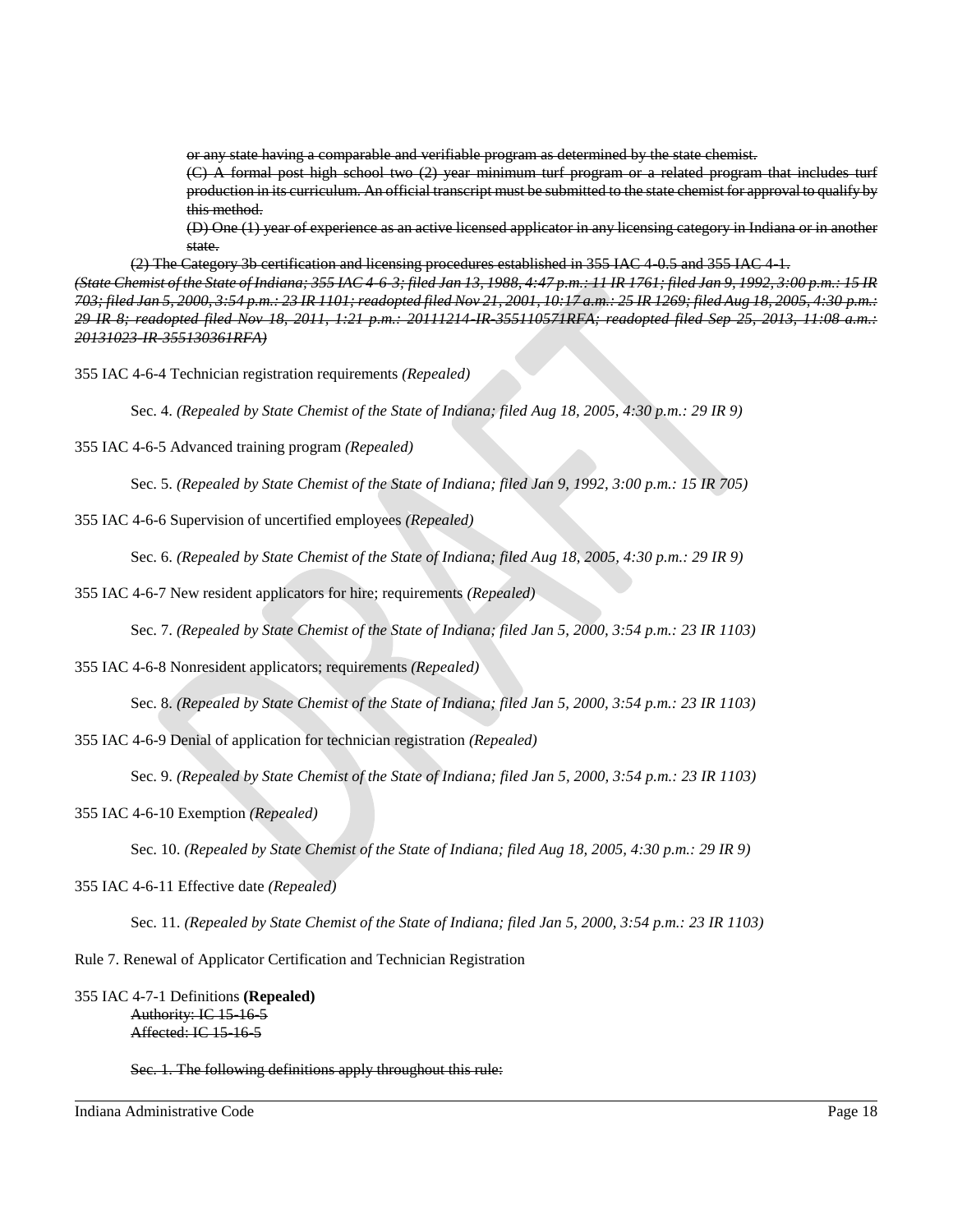~~or any state having a comparable and verifiable program as determined by the state chemist.~~

~~(C) A formal post high school two (2) year minimum turf program or a related program that includes turf production in its curriculum. An official transcript must be submitted to the state chemist for approval to qualify by this method.~~

~~(D) One (1) year of experience as an active licensed applicator in any licensing category in Indiana or in another state.~~

~~(2) The Category 3b certification and licensing procedures established in 355 IAC 4-0.5 and 355 IAC 4-1.~~

~~*(State Chemist of the State of Indiana; 355 IAC 4-6-3; filed Jan 13, 1988, 4:47 p.m.: 11 IR 1761; filed Jan 9, 1992, 3:00 p.m.: 15 IR 703; filed Jan 5, 2000, 3:54 p.m.: 23 IR 1101; readopted filed Nov 21, 2001, 10:17 a.m.: 25 IR 1269; filed Aug 18, 2005, 4:30 p.m.: 29 IR 8; readopted filed Nov 18, 2011, 1:21 p.m.: 20111214-IR-355110571RFA; readopted filed Sep 25, 2013, 11:08 a.m.: 20131023-IR-355130361RFA)*~~

355 IAC 4-6-4 Technician registration requirements *(Repealed)*

Sec. 4. *(Repealed by State Chemist of the State of Indiana; filed Aug 18, 2005, 4:30 p.m.: 29 IR 9)*

355 IAC 4-6-5 Advanced training program *(Repealed)*

Sec. 5. *(Repealed by State Chemist of the State of Indiana; filed Jan 9, 1992, 3:00 p.m.: 15 IR 705)*

355 IAC 4-6-6 Supervision of uncertified employees *(Repealed)*

Sec. 6. *(Repealed by State Chemist of the State of Indiana; filed Aug 18, 2005, 4:30 p.m.: 29 IR 9)*

355 IAC 4-6-7 New resident applicators for hire; requirements *(Repealed)*

Sec. 7. *(Repealed by State Chemist of the State of Indiana; filed Jan 5, 2000, 3:54 p.m.: 23 IR 1103)*

355 IAC 4-6-8 Nonresident applicators; requirements *(Repealed)*

Sec. 8. *(Repealed by State Chemist of the State of Indiana; filed Jan 5, 2000, 3:54 p.m.: 23 IR 1103)*

355 IAC 4-6-9 Denial of application for technician registration *(Repealed)*

Sec. 9. *(Repealed by State Chemist of the State of Indiana; filed Jan 5, 2000, 3:54 p.m.: 23 IR 1103)*

355 IAC 4-6-10 Exemption *(Repealed)*

Sec. 10. *(Repealed by State Chemist of the State of Indiana; filed Aug 18, 2005, 4:30 p.m.: 29 IR 9)*

355 IAC 4-6-11 Effective date *(Repealed)*

Sec. 11. *(Repealed by State Chemist of the State of Indiana; filed Jan 5, 2000, 3:54 p.m.: 23 IR 1103)*

Rule 7. Renewal of Applicator Certification and Technician Registration

355 IAC 4-7-1 Definitions **(Repealed)**

~~Authority: IC 15-16-5~~
~~Affected: IC 15-16-5~~

~~Sec. 1. The following definitions apply throughout this rule:~~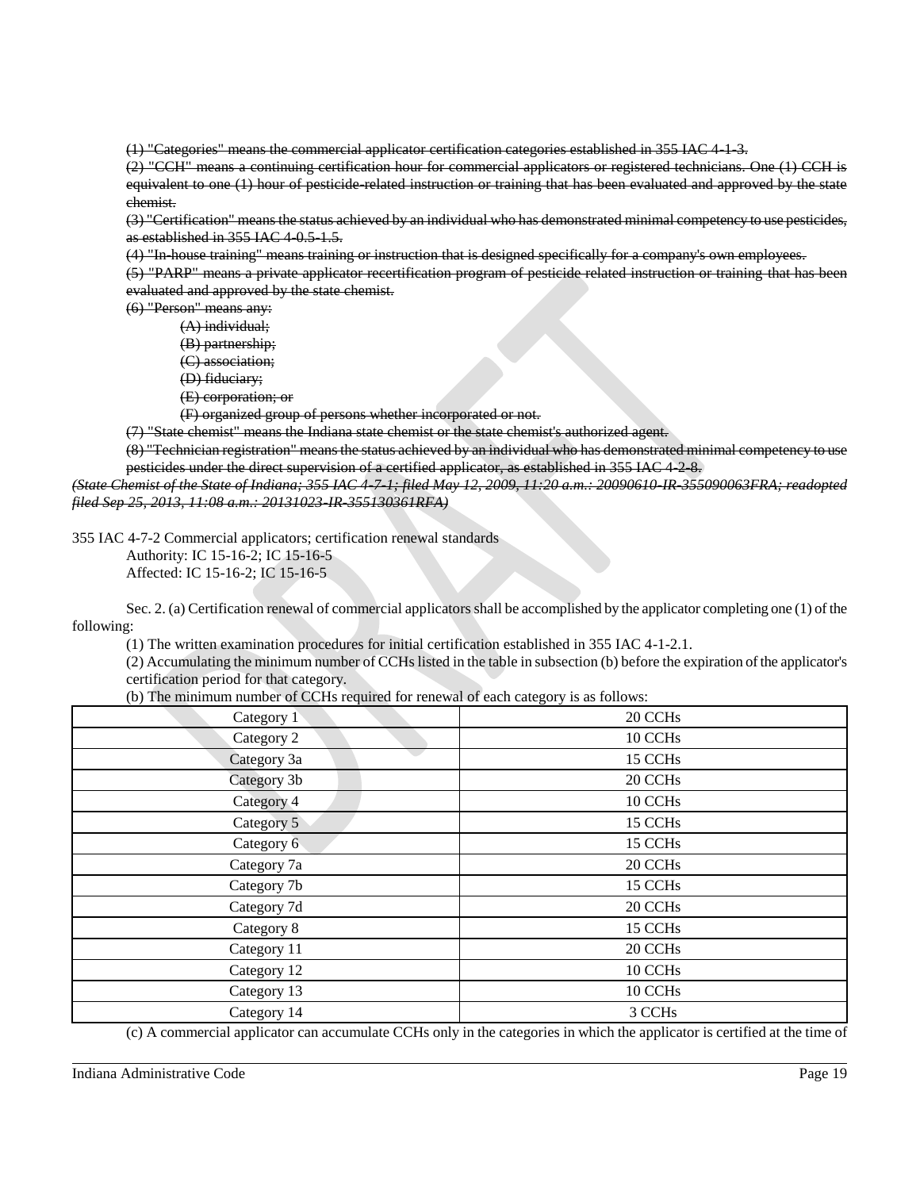~~(1) "Categories" means the commercial applicator certification categories established in 355 IAC 4-1-3.~~

~~(2) "CCH" means a continuing certification hour for commercial applicators or registered technicians. One (1) CCH is equivalent to one (1) hour of pesticide-related instruction or training that has been evaluated and approved by the state chemist.~~

~~(3) "Certification" means the status achieved by an individual who has demonstrated minimal competency to use pesticides, as established in 355 IAC 4-0.5-1.5.~~

~~(4) "In-house training" means training or instruction that is designed specifically for a company's own employees.~~

~~(5) "PARP" means a private applicator recertification program of pesticide-related instruction or training that has been evaluated and approved by the state chemist.~~

~~(6) "Person" means any:~~

~~(A) individual;~~

~~(B) partnership;~~

~~(C) association;~~

~~(D) fiduciary;~~

~~(E) corporation; or~~

~~(F) organized group of persons whether incorporated or not.~~

~~(7) "State chemist" means the Indiana state chemist or the state chemist's authorized agent.~~

~~(8) "Technician registration" means the status achieved by an individual who has demonstrated minimal competency to use pesticides under the direct supervision of a certified applicator, as established in 355 IAC 4-2-8.~~

~~*(State Chemist of the State of Indiana; 355 IAC 4-7-1; filed May 12, 2009, 11:20 a.m.: 20090610-IR-355090063FRA; readopted filed Sep 25, 2013, 11:08 a.m.: 20131023-IR-355130361RFA)*~~

355 IAC 4-7-2 Commercial applicators; certification renewal standards

Authority: IC 15-16-2; IC 15-16-5

Affected: IC 15-16-2; IC 15-16-5

Sec. 2. (a) Certification renewal of commercial applicators shall be accomplished by the applicator completing one (1) of the following:

(1) The written examination procedures for initial certification established in 355 IAC 4-1-2.1.

(2) Accumulating the minimum number of CCHs listed in the table in subsection (b) before the expiration of the applicator's certification period for that category.

(b) The minimum number of CCHs required for renewal of each category is as follows:

| | |
|---|---|
| Category 1 | 20 CCHs |
| Category 2 | 10 CCHs |
| Category 3a | 15 CCHs |
| Category 3b | 20 CCHs |
| Category 4 | 10 CCHs |
| Category 5 | 15 CCHs |
| Category 6 | 15 CCHs |
| Category 7a | 20 CCHs |
| Category 7b | 15 CCHs |
| Category 7d | 20 CCHs |
| Category 8 | 15 CCHs |
| Category 11 | 20 CCHs |
| Category 12 | 10 CCHs |
| Category 13 | 10 CCHs |
| Category 14 | 3 CCHs |

(c) A commercial applicator can accumulate CCHs only in the categories in which the applicator is certified at the time of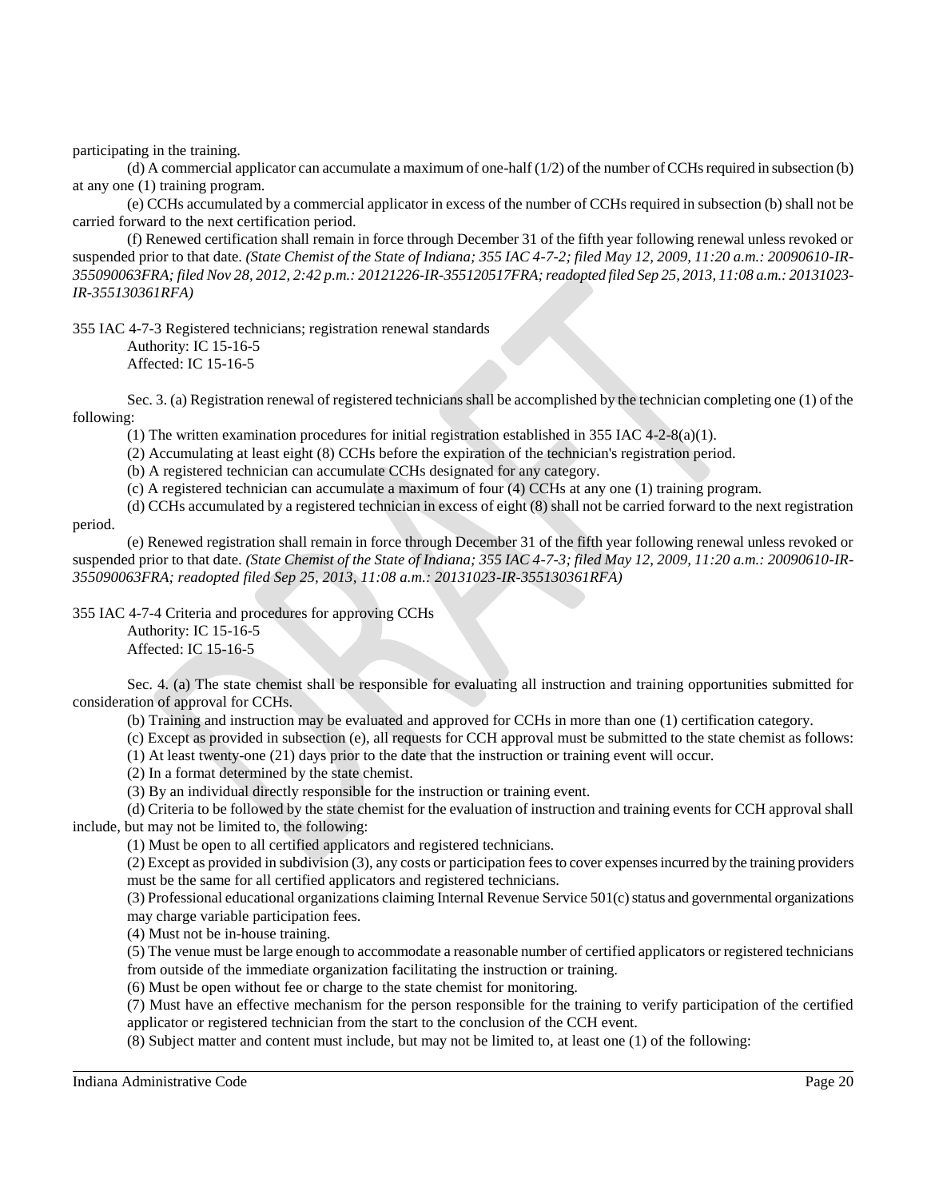participating in the training.

(d) A commercial applicator can accumulate a maximum of one-half (1/2) of the number of CCHs required in subsection (b) at any one (1) training program.

(e) CCHs accumulated by a commercial applicator in excess of the number of CCHs required in subsection (b) shall not be carried forward to the next certification period.

(f) Renewed certification shall remain in force through December 31 of the fifth year following renewal unless revoked or suspended prior to that date. *(State Chemist of the State of Indiana; 355 IAC 4-7-2; filed May 12, 2009, 11:20 a.m.: 20090610-IR-355090063FRA; filed Nov 28, 2012, 2:42 p.m.: 20121226-IR-355120517FRA; readopted filed Sep 25, 2013, 11:08 a.m.: 20131023-IR-355130361RFA)*

355 IAC 4-7-3 Registered technicians; registration renewal standards

Authority: IC 15-16-5
Affected: IC 15-16-5

Sec. 3. (a) Registration renewal of registered technicians shall be accomplished by the technician completing one (1) of the following:

(1) The written examination procedures for initial registration established in 355 IAC 4-2-8(a)(1).

(2) Accumulating at least eight (8) CCHs before the expiration of the technician's registration period.

(b) A registered technician can accumulate CCHs designated for any category.

(c) A registered technician can accumulate a maximum of four (4) CCHs at any one (1) training program.

(d) CCHs accumulated by a registered technician in excess of eight (8) shall not be carried forward to the next registration period.

(e) Renewed registration shall remain in force through December 31 of the fifth year following renewal unless revoked or suspended prior to that date. *(State Chemist of the State of Indiana; 355 IAC 4-7-3; filed May 12, 2009, 11:20 a.m.: 20090610-IR-355090063FRA; readopted filed Sep 25, 2013, 11:08 a.m.: 20131023-IR-355130361RFA)*

355 IAC 4-7-4 Criteria and procedures for approving CCHs

Authority: IC 15-16-5
Affected: IC 15-16-5

Sec. 4. (a) The state chemist shall be responsible for evaluating all instruction and training opportunities submitted for consideration of approval for CCHs.

(b) Training and instruction may be evaluated and approved for CCHs in more than one (1) certification category.

(c) Except as provided in subsection (e), all requests for CCH approval must be submitted to the state chemist as follows:

(1) At least twenty-one (21) days prior to the date that the instruction or training event will occur.

(2) In a format determined by the state chemist.

(3) By an individual directly responsible for the instruction or training event.

(d) Criteria to be followed by the state chemist for the evaluation of instruction and training events for CCH approval shall include, but may not be limited to, the following:

(1) Must be open to all certified applicators and registered technicians.

(2) Except as provided in subdivision (3), any costs or participation fees to cover expenses incurred by the training providers must be the same for all certified applicators and registered technicians.

(3) Professional educational organizations claiming Internal Revenue Service 501(c) status and governmental organizations may charge variable participation fees.

(4) Must not be in-house training.

(5) The venue must be large enough to accommodate a reasonable number of certified applicators or registered technicians from outside of the immediate organization facilitating the instruction or training.

(6) Must be open without fee or charge to the state chemist for monitoring.

(7) Must have an effective mechanism for the person responsible for the training to verify participation of the certified applicator or registered technician from the start to the conclusion of the CCH event.

(8) Subject matter and content must include, but may not be limited to, at least one (1) of the following: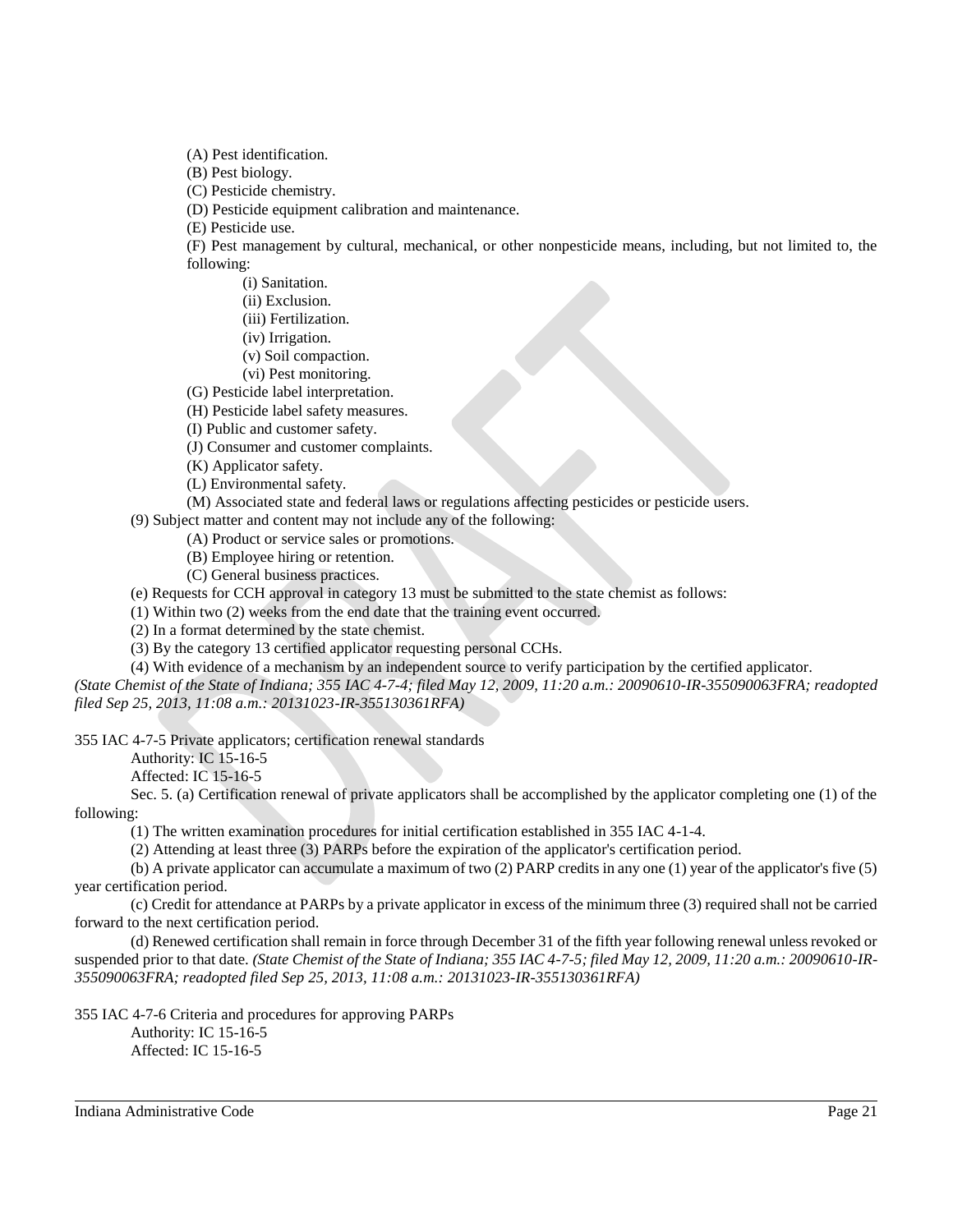(A) Pest identification.

(B) Pest biology.

(C) Pesticide chemistry.

(D) Pesticide equipment calibration and maintenance.

(E) Pesticide use.

(F) Pest management by cultural, mechanical, or other nonpesticide means, including, but not limited to, the following:

(i) Sanitation.

(ii) Exclusion.

(iii) Fertilization.

(iv) Irrigation.

(v) Soil compaction.

(vi) Pest monitoring.

(G) Pesticide label interpretation.

(H) Pesticide label safety measures.

(I) Public and customer safety.

(J) Consumer and customer complaints.

(K) Applicator safety.

(L) Environmental safety.

(M) Associated state and federal laws or regulations affecting pesticides or pesticide users.

(9) Subject matter and content may not include any of the following:

(A) Product or service sales or promotions.

(B) Employee hiring or retention.

(C) General business practices.

(e) Requests for CCH approval in category 13 must be submitted to the state chemist as follows:

(1) Within two (2) weeks from the end date that the training event occurred.

(2) In a format determined by the state chemist.

(3) By the category 13 certified applicator requesting personal CCHs.

(4) With evidence of a mechanism by an independent source to verify participation by the certified applicator.

*(State Chemist of the State of Indiana; 355 IAC 4-7-4; filed May 12, 2009, 11:20 a.m.: 20090610-IR-355090063FRA; readopted filed Sep 25, 2013, 11:08 a.m.: 20131023-IR-355130361RFA)*

355 IAC 4-7-5 Private applicators; certification renewal standards

Authority: IC 15-16-5

Affected: IC 15-16-5

Sec. 5. (a) Certification renewal of private applicators shall be accomplished by the applicator completing one (1) of the following:

(1) The written examination procedures for initial certification established in 355 IAC 4-1-4.

(2) Attending at least three (3) PARPs before the expiration of the applicator's certification period.

(b) A private applicator can accumulate a maximum of two (2) PARP credits in any one (1) year of the applicator's five (5) year certification period.

(c) Credit for attendance at PARPs by a private applicator in excess of the minimum three (3) required shall not be carried forward to the next certification period.

(d) Renewed certification shall remain in force through December 31 of the fifth year following renewal unless revoked or suspended prior to that date. *(State Chemist of the State of Indiana; 355 IAC 4-7-5; filed May 12, 2009, 11:20 a.m.: 20090610-IR-355090063FRA; readopted filed Sep 25, 2013, 11:08 a.m.: 20131023-IR-355130361RFA)*

355 IAC 4-7-6 Criteria and procedures for approving PARPs

Authority: IC 15-16-5

Affected: IC 15-16-5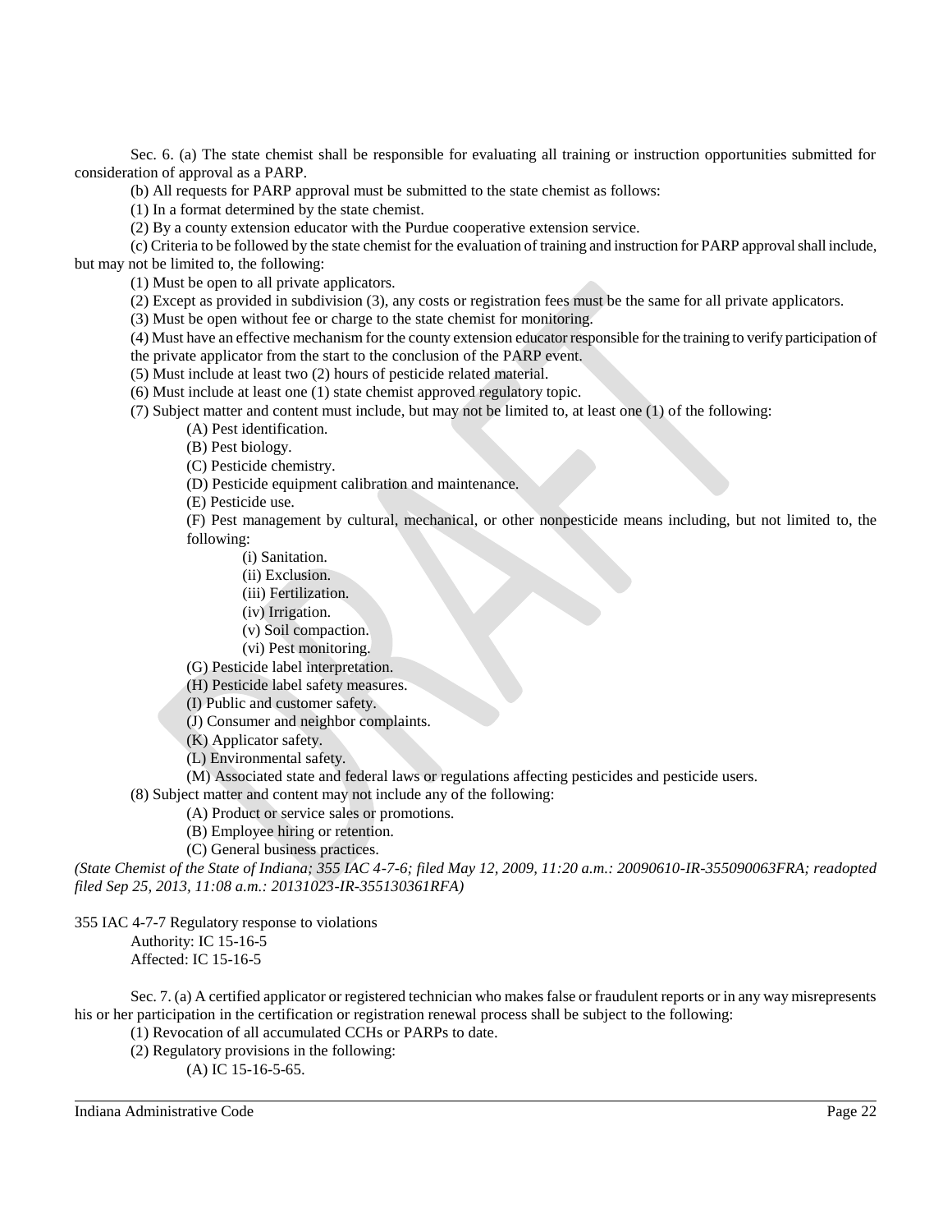Sec. 6. (a) The state chemist shall be responsible for evaluating all training or instruction opportunities submitted for consideration of approval as a PARP.

(b) All requests for PARP approval must be submitted to the state chemist as follows:

(1) In a format determined by the state chemist.

(2) By a county extension educator with the Purdue cooperative extension service.

(c) Criteria to be followed by the state chemist for the evaluation of training and instruction for PARP approval shall include, but may not be limited to, the following:

(1) Must be open to all private applicators.

(2) Except as provided in subdivision (3), any costs or registration fees must be the same for all private applicators.

(3) Must be open without fee or charge to the state chemist for monitoring.

(4) Must have an effective mechanism for the county extension educator responsible for the training to verify participation of the private applicator from the start to the conclusion of the PARP event.

(5) Must include at least two (2) hours of pesticide related material.

(6) Must include at least one (1) state chemist approved regulatory topic.

(7) Subject matter and content must include, but may not be limited to, at least one (1) of the following:

(A) Pest identification.

(B) Pest biology.

(C) Pesticide chemistry.

(D) Pesticide equipment calibration and maintenance.

(E) Pesticide use.

(F) Pest management by cultural, mechanical, or other nonpesticide means including, but not limited to, the following:

(i) Sanitation.

(ii) Exclusion.

(iii) Fertilization.

(iv) Irrigation.

(v) Soil compaction.

(vi) Pest monitoring.

(G) Pesticide label interpretation.

(H) Pesticide label safety measures.

(I) Public and customer safety.

(J) Consumer and neighbor complaints.

(K) Applicator safety.

(L) Environmental safety.

(M) Associated state and federal laws or regulations affecting pesticides and pesticide users.

(8) Subject matter and content may not include any of the following:

(A) Product or service sales or promotions.

(B) Employee hiring or retention.

(C) General business practices.

*(State Chemist of the State of Indiana; 355 IAC 4-7-6; filed May 12, 2009, 11:20 a.m.: 20090610-IR-355090063FRA; readopted filed Sep 25, 2013, 11:08 a.m.: 20131023-IR-355130361RFA)*

355 IAC 4-7-7 Regulatory response to violations

Authority: IC 15-16-5

Affected: IC 15-16-5

Sec. 7. (a) A certified applicator or registered technician who makes false or fraudulent reports or in any way misrepresents his or her participation in the certification or registration renewal process shall be subject to the following:

(1) Revocation of all accumulated CCHs or PARPs to date.

(2) Regulatory provisions in the following:

(A) IC 15-16-5-65.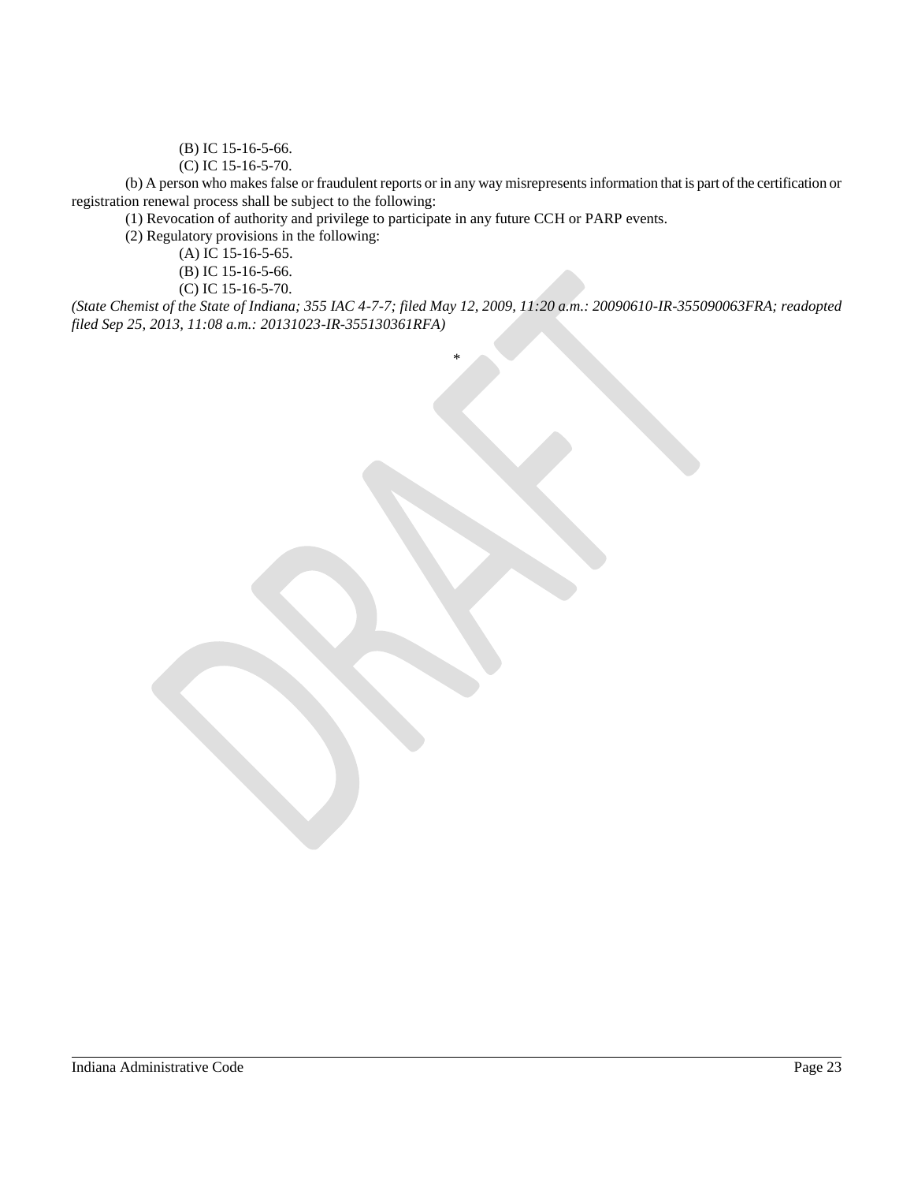(B) IC 15-16-5-66.

(C) IC 15-16-5-70.

(b) A person who makes false or fraudulent reports or in any way misrepresents information that is part of the certification or registration renewal process shall be subject to the following:

(1) Revocation of authority and privilege to participate in any future CCH or PARP events.

(2) Regulatory provisions in the following:

(A) IC 15-16-5-65.

(B) IC 15-16-5-66.

(C) IC 15-16-5-70.

*(State Chemist of the State of Indiana; 355 IAC 4-7-7; filed May 12, 2009, 11:20 a.m.: 20090610-IR-355090063FRA; readopted filed Sep 25, 2013, 11:08 a.m.: 20131023-IR-355130361RFA)*

*